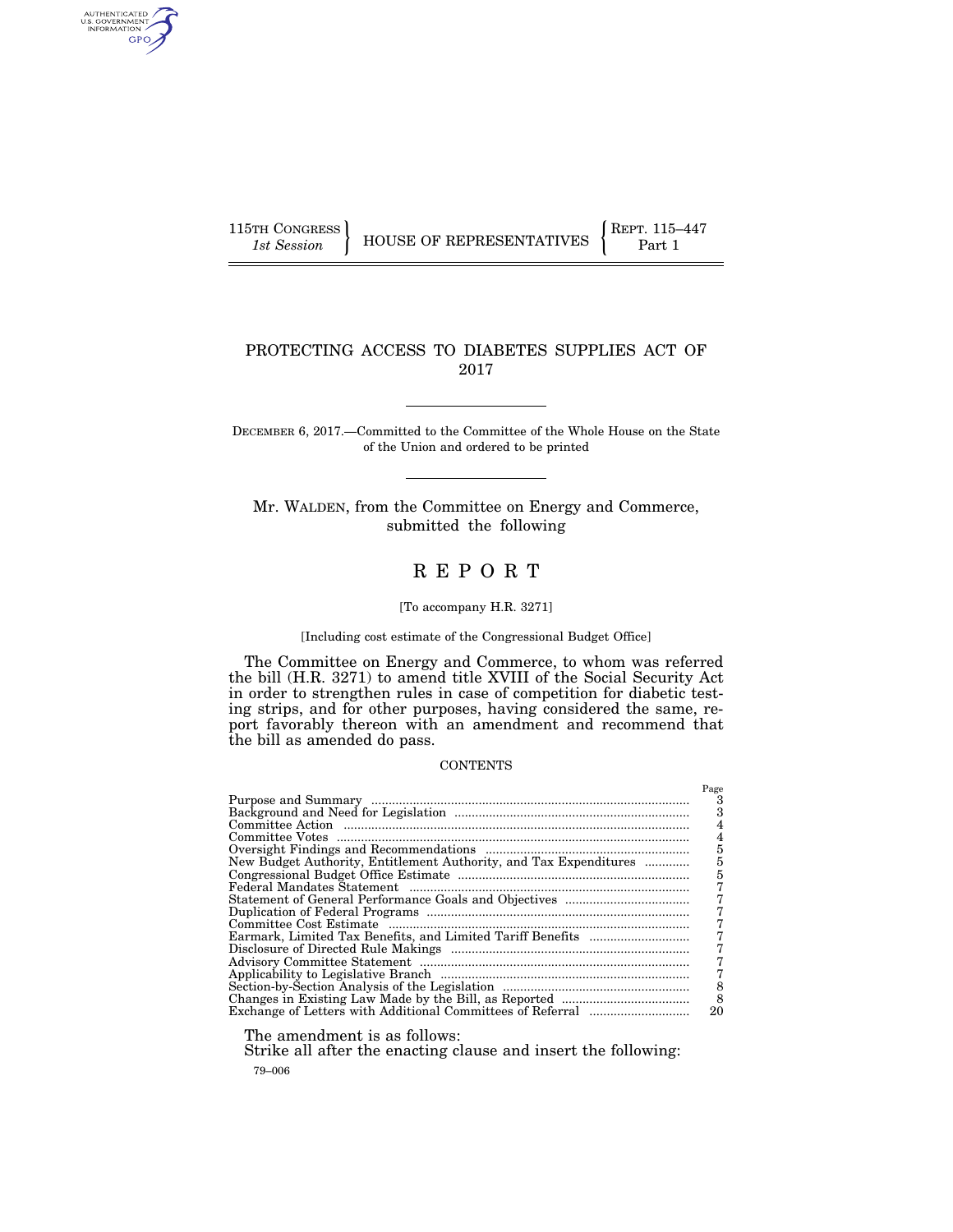115TH CONGRESS
*1st Session*

HOUSE OF REPRESENTATIVES

REPT. 115–447
Part 1

# PROTECTING ACCESS TO DIABETES SUPPLIES ACT OF 2017

DECEMBER 6, 2017.—Committed to the Committee of the Whole House on the State of the Union and ordered to be printed

Mr. WALDEN, from the Committee on Energy and Commerce, submitted the following

## R E P O R T

[To accompany H.R. 3271]

[Including cost estimate of the Congressional Budget Office]

The Committee on Energy and Commerce, to whom was referred the bill (H.R. 3271) to amend title XVIII of the Social Security Act in order to strengthen rules in case of competition for diabetic testing strips, and for other purposes, having considered the same, report favorably thereon with an amendment and recommend that the bill as amended do pass.

### CONTENTS

| | Page |
|---|---|
| Purpose and Summary | 3 |
| Background and Need for Legislation | 3 |
| Committee Action | 4 |
| Committee Votes | 4 |
| Oversight Findings and Recommendations | 5 |
| New Budget Authority, Entitlement Authority, and Tax Expenditures | 5 |
| Congressional Budget Office Estimate | 5 |
| Federal Mandates Statement | 7 |
| Statement of General Performance Goals and Objectives | 7 |
| Duplication of Federal Programs | 7 |
| Committee Cost Estimate | 7 |
| Earmark, Limited Tax Benefits, and Limited Tariff Benefits | 7 |
| Disclosure of Directed Rule Makings | 7 |
| Advisory Committee Statement | 7 |
| Applicability to Legislative Branch | 7 |
| Section-by-Section Analysis of the Legislation | 8 |
| Changes in Existing Law Made by the Bill, as Reported | 8 |
| Exchange of Letters with Additional Committees of Referral | 20 |

The amendment is as follows:

Strike all after the enacting clause and insert the following:

79–006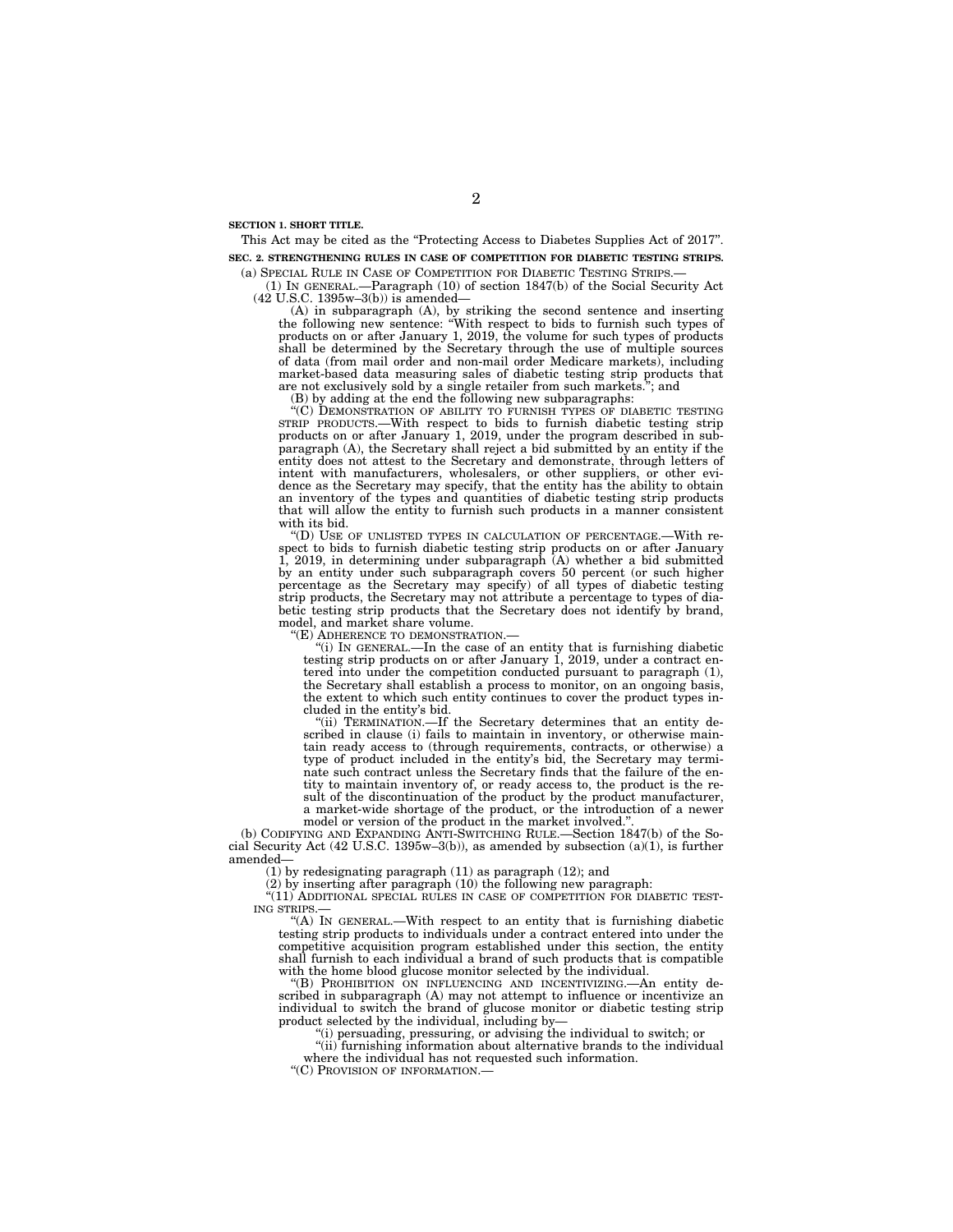**SECTION 1. SHORT TITLE.**

This Act may be cited as the "Protecting Access to Diabetes Supplies Act of 2017".

**SEC. 2. STRENGTHENING RULES IN CASE OF COMPETITION FOR DIABETIC TESTING STRIPS.**

(a) SPECIAL RULE IN CASE OF COMPETITION FOR DIABETIC TESTING STRIPS.—

(1) IN GENERAL.—Paragraph (10) of section 1847(b) of the Social Security Act (42 U.S.C. 1395w–3(b)) is amended—

(A) in subparagraph (A), by striking the second sentence and inserting the following new sentence: "With respect to bids to furnish such types of products on or after January 1, 2019, the volume for such types of products shall be determined by the Secretary through the use of multiple sources of data (from mail order and non-mail order Medicare markets), including market-based data measuring sales of diabetic testing strip products that are not exclusively sold by a single retailer from such markets."; and

(B) by adding at the end the following new subparagraphs:

"(C) DEMONSTRATION OF ABILITY TO FURNISH TYPES OF DIABETIC TESTING STRIP PRODUCTS.—With respect to bids to furnish diabetic testing strip products on or after January 1, 2019, under the program described in subparagraph (A), the Secretary shall reject a bid submitted by an entity if the entity does not attest to the Secretary and demonstrate, through letters of intent with manufacturers, wholesalers, or other suppliers, or other evidence as the Secretary may specify, that the entity has the ability to obtain an inventory of the types and quantities of diabetic testing strip products that will allow the entity to furnish such products in a manner consistent with its bid.

"(D) USE OF UNLISTED TYPES IN CALCULATION OF PERCENTAGE.—With respect to bids to furnish diabetic testing strip products on or after January 1, 2019, in determining under subparagraph (A) whether a bid submitted by an entity under such subparagraph covers 50 percent (or such higher percentage as the Secretary may specify) of all types of diabetic testing strip products, the Secretary may not attribute a percentage to types of diabetic testing strip products that the Secretary does not identify by brand, model, and market share volume.

"(E) ADHERENCE TO DEMONSTRATION.—

"(i) IN GENERAL.—In the case of an entity that is furnishing diabetic testing strip products on or after January 1, 2019, under a contract entered into under the competition conducted pursuant to paragraph (1), the Secretary shall establish a process to monitor, on an ongoing basis, the extent to which such entity continues to cover the product types included in the entity's bid.

"(ii) TERMINATION.—If the Secretary determines that an entity described in clause (i) fails to maintain in inventory, or otherwise maintain ready access to (through requirements, contracts, or otherwise) a type of product included in the entity's bid, the Secretary may terminate such contract unless the Secretary finds that the failure of the entity to maintain inventory of, or ready access to, the product is the result of the discontinuation of the product by the product manufacturer, a market-wide shortage of the product, or the introduction of a newer model or version of the product in the market involved.".

(b) CODIFYING AND EXPANDING ANTI-SWITCHING RULE.—Section 1847(b) of the Social Security Act (42 U.S.C. 1395w–3(b)), as amended by subsection (a)(1), is further amended—

(1) by redesignating paragraph (11) as paragraph (12); and

(2) by inserting after paragraph (10) the following new paragraph:

"(11) ADDITIONAL SPECIAL RULES IN CASE OF COMPETITION FOR DIABETIC TESTING STRIPS.—

"(A) IN GENERAL.—With respect to an entity that is furnishing diabetic testing strip products to individuals under a contract entered into under the competitive acquisition program established under this section, the entity shall furnish to each individual a brand of such products that is compatible with the home blood glucose monitor selected by the individual.

"(B) PROHIBITION ON INFLUENCING AND INCENTIVIZING.—An entity described in subparagraph (A) may not attempt to influence or incentivize an individual to switch the brand of glucose monitor or diabetic testing strip product selected by the individual, including by—

"(i) persuading, pressuring, or advising the individual to switch; or

"(ii) furnishing information about alternative brands to the individual where the individual has not requested such information.

"(C) PROVISION OF INFORMATION.—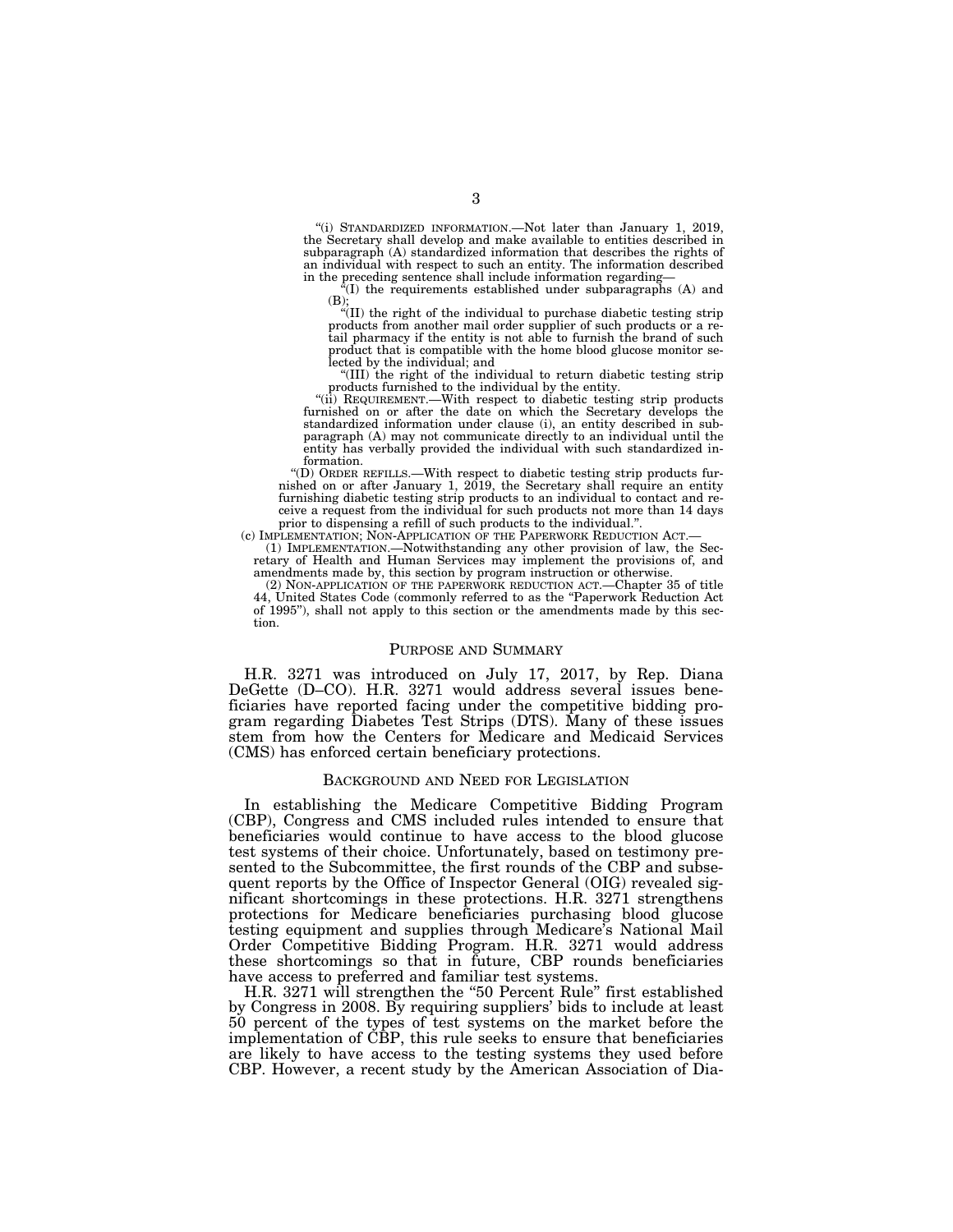"(i) STANDARDIZED INFORMATION.—Not later than January 1, 2019, the Secretary shall develop and make available to entities described in subparagraph (A) standardized information that describes the rights of an individual with respect to such an entity. The information described in the preceding sentence shall include information regarding—

"(I) the requirements established under subparagraphs (A) and (B);

"(II) the right of the individual to purchase diabetic testing strip products from another mail order supplier of such products or a retail pharmacy if the entity is not able to furnish the brand of such product that is compatible with the home blood glucose monitor selected by the individual; and

"(III) the right of the individual to return diabetic testing strip products furnished to the individual by the entity.

"(ii) REQUIREMENT.—With respect to diabetic testing strip products furnished on or after the date on which the Secretary develops the standardized information under clause (i), an entity described in subparagraph (A) may not communicate directly to an individual until the entity has verbally provided the individual with such standardized information.

"(D) ORDER REFILLS.—With respect to diabetic testing strip products furnished on or after January 1, 2019, the Secretary shall require an entity furnishing diabetic testing strip products to an individual to contact and receive a request from the individual for such products not more than 14 days prior to dispensing a refill of such products to the individual.".

(c) IMPLEMENTATION; NON-APPLICATION OF THE PAPERWORK REDUCTION ACT.—

(1) IMPLEMENTATION.—Notwithstanding any other provision of law, the Secretary of Health and Human Services may implement the provisions of, and amendments made by, this section by program instruction or otherwise.

(2) NON-APPLICATION OF THE PAPERWORK REDUCTION ACT.—Chapter 35 of title 44, United States Code (commonly referred to as the "Paperwork Reduction Act of 1995"), shall not apply to this section or the amendments made by this section.

## PURPOSE AND SUMMARY

H.R. 3271 was introduced on July 17, 2017, by Rep. Diana DeGette (D–CO). H.R. 3271 would address several issues beneficiaries have reported facing under the competitive bidding program regarding Diabetes Test Strips (DTS). Many of these issues stem from how the Centers for Medicare and Medicaid Services (CMS) has enforced certain beneficiary protections.

## BACKGROUND AND NEED FOR LEGISLATION

In establishing the Medicare Competitive Bidding Program (CBP), Congress and CMS included rules intended to ensure that beneficiaries would continue to have access to the blood glucose test systems of their choice. Unfortunately, based on testimony presented to the Subcommittee, the first rounds of the CBP and subsequent reports by the Office of Inspector General (OIG) revealed significant shortcomings in these protections. H.R. 3271 strengthens protections for Medicare beneficiaries purchasing blood glucose testing equipment and supplies through Medicare's National Mail Order Competitive Bidding Program. H.R. 3271 would address these shortcomings so that in future, CBP rounds beneficiaries have access to preferred and familiar test systems.

H.R. 3271 will strengthen the "50 Percent Rule" first established by Congress in 2008. By requiring suppliers' bids to include at least 50 percent of the types of test systems on the market before the implementation of CBP, this rule seeks to ensure that beneficiaries are likely to have access to the testing systems they used before CBP. However, a recent study by the American Association of Dia-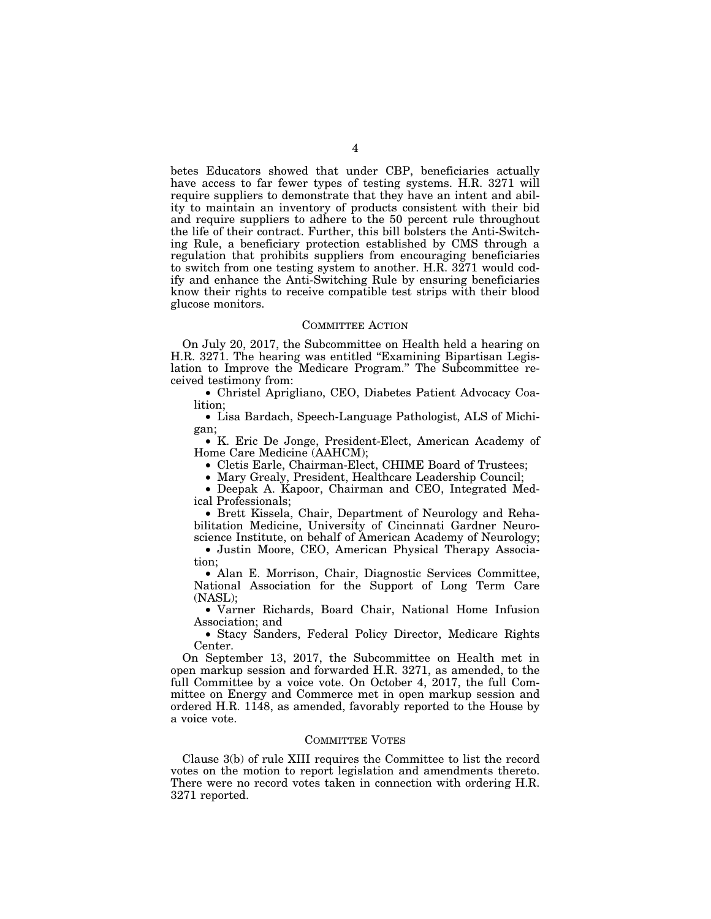betes Educators showed that under CBP, beneficiaries actually have access to far fewer types of testing systems. H.R. 3271 will require suppliers to demonstrate that they have an intent and ability to maintain an inventory of products consistent with their bid and require suppliers to adhere to the 50 percent rule throughout the life of their contract. Further, this bill bolsters the Anti-Switching Rule, a beneficiary protection established by CMS through a regulation that prohibits suppliers from encouraging beneficiaries to switch from one testing system to another. H.R. 3271 would codify and enhance the Anti-Switching Rule by ensuring beneficiaries know their rights to receive compatible test strips with their blood glucose monitors.

## COMMITTEE ACTION

On July 20, 2017, the Subcommittee on Health held a hearing on H.R. 3271. The hearing was entitled "Examining Bipartisan Legislation to Improve the Medicare Program." The Subcommittee received testimony from:

- Christel Aprigliano, CEO, Diabetes Patient Advocacy Coalition;
- Lisa Bardach, Speech-Language Pathologist, ALS of Michigan;
- K. Eric De Jonge, President-Elect, American Academy of Home Care Medicine (AAHCM);
- Cletis Earle, Chairman-Elect, CHIME Board of Trustees;
- Mary Grealy, President, Healthcare Leadership Council;
- Deepak A. Kapoor, Chairman and CEO, Integrated Medical Professionals;
- Brett Kissela, Chair, Department of Neurology and Rehabilitation Medicine, University of Cincinnati Gardner Neuroscience Institute, on behalf of American Academy of Neurology;
- Justin Moore, CEO, American Physical Therapy Association;
- Alan E. Morrison, Chair, Diagnostic Services Committee, National Association for the Support of Long Term Care (NASL);
- Varner Richards, Board Chair, National Home Infusion Association; and
- Stacy Sanders, Federal Policy Director, Medicare Rights Center.

On September 13, 2017, the Subcommittee on Health met in open markup session and forwarded H.R. 3271, as amended, to the full Committee by a voice vote. On October 4, 2017, the full Committee on Energy and Commerce met in open markup session and ordered H.R. 1148, as amended, favorably reported to the House by a voice vote.

## COMMITTEE VOTES

Clause 3(b) of rule XIII requires the Committee to list the record votes on the motion to report legislation and amendments thereto. There were no record votes taken in connection with ordering H.R. 3271 reported.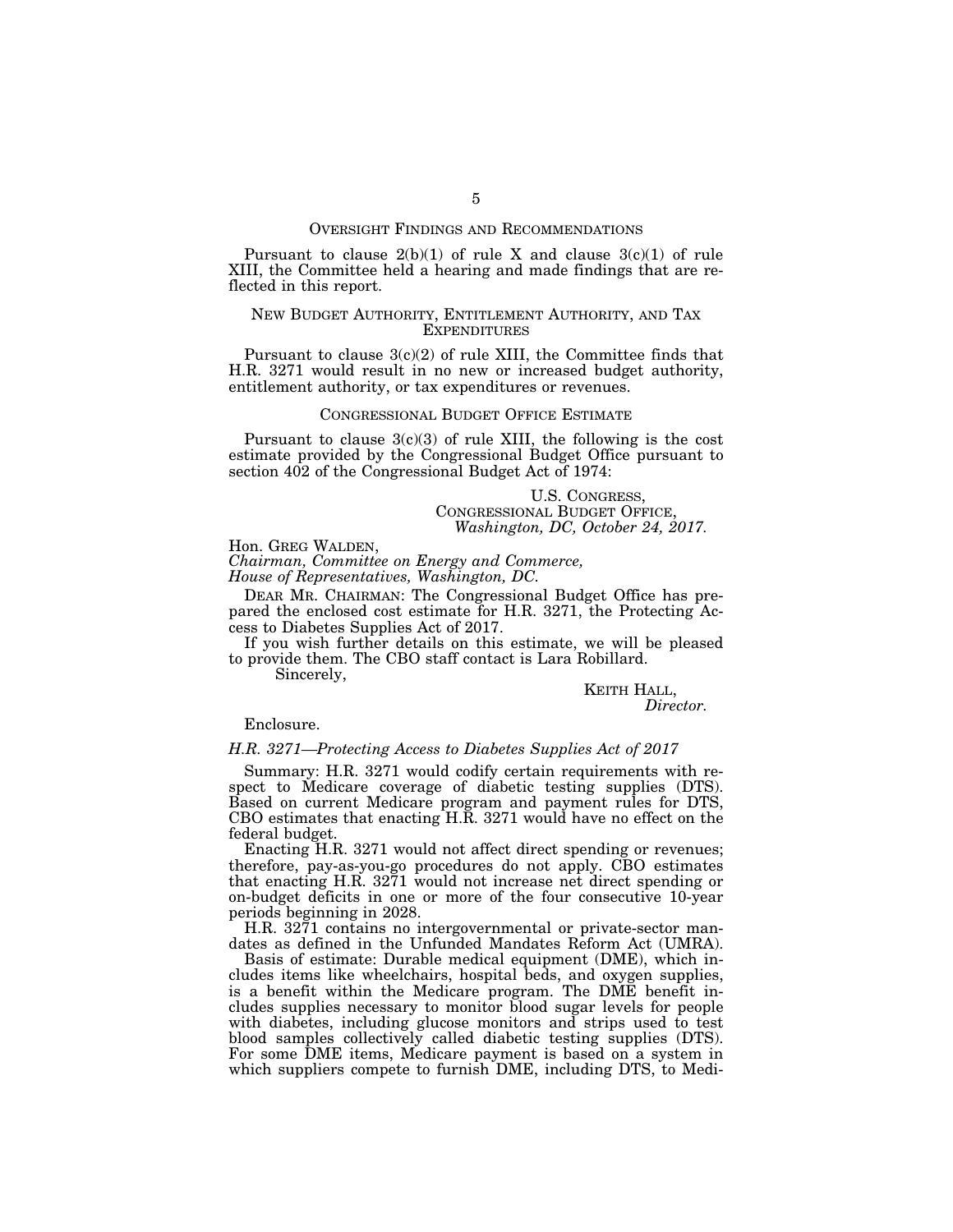## OVERSIGHT FINDINGS AND RECOMMENDATIONS

Pursuant to clause 2(b)(1) of rule X and clause 3(c)(1) of rule XIII, the Committee held a hearing and made findings that are reflected in this report.

## NEW BUDGET AUTHORITY, ENTITLEMENT AUTHORITY, AND TAX EXPENDITURES

Pursuant to clause 3(c)(2) of rule XIII, the Committee finds that H.R. 3271 would result in no new or increased budget authority, entitlement authority, or tax expenditures or revenues.

## CONGRESSIONAL BUDGET OFFICE ESTIMATE

Pursuant to clause 3(c)(3) of rule XIII, the following is the cost estimate provided by the Congressional Budget Office pursuant to section 402 of the Congressional Budget Act of 1974:

U.S. CONGRESS,
CONGRESSIONAL BUDGET OFFICE,
*Washington, DC, October 24, 2017.*

Hon. GREG WALDEN,
*Chairman, Committee on Energy and Commerce,*
*House of Representatives, Washington, DC.*

DEAR MR. CHAIRMAN: The Congressional Budget Office has prepared the enclosed cost estimate for H.R. 3271, the Protecting Access to Diabetes Supplies Act of 2017.

If you wish further details on this estimate, we will be pleased to provide them. The CBO staff contact is Lara Robillard.

Sincerely,

KEITH HALL,
*Director.*

Enclosure.

*H.R. 3271—Protecting Access to Diabetes Supplies Act of 2017*

Summary: H.R. 3271 would codify certain requirements with respect to Medicare coverage of diabetic testing supplies (DTS). Based on current Medicare program and payment rules for DTS, CBO estimates that enacting H.R. 3271 would have no effect on the federal budget.

Enacting H.R. 3271 would not affect direct spending or revenues; therefore, pay-as-you-go procedures do not apply. CBO estimates that enacting H.R. 3271 would not increase net direct spending or on-budget deficits in one or more of the four consecutive 10-year periods beginning in 2028.

H.R. 3271 contains no intergovernmental or private-sector mandates as defined in the Unfunded Mandates Reform Act (UMRA).

Basis of estimate: Durable medical equipment (DME), which includes items like wheelchairs, hospital beds, and oxygen supplies, is a benefit within the Medicare program. The DME benefit includes supplies necessary to monitor blood sugar levels for people with diabetes, including glucose monitors and strips used to test blood samples collectively called diabetic testing supplies (DTS). For some DME items, Medicare payment is based on a system in which suppliers compete to furnish DME, including DTS, to Medi-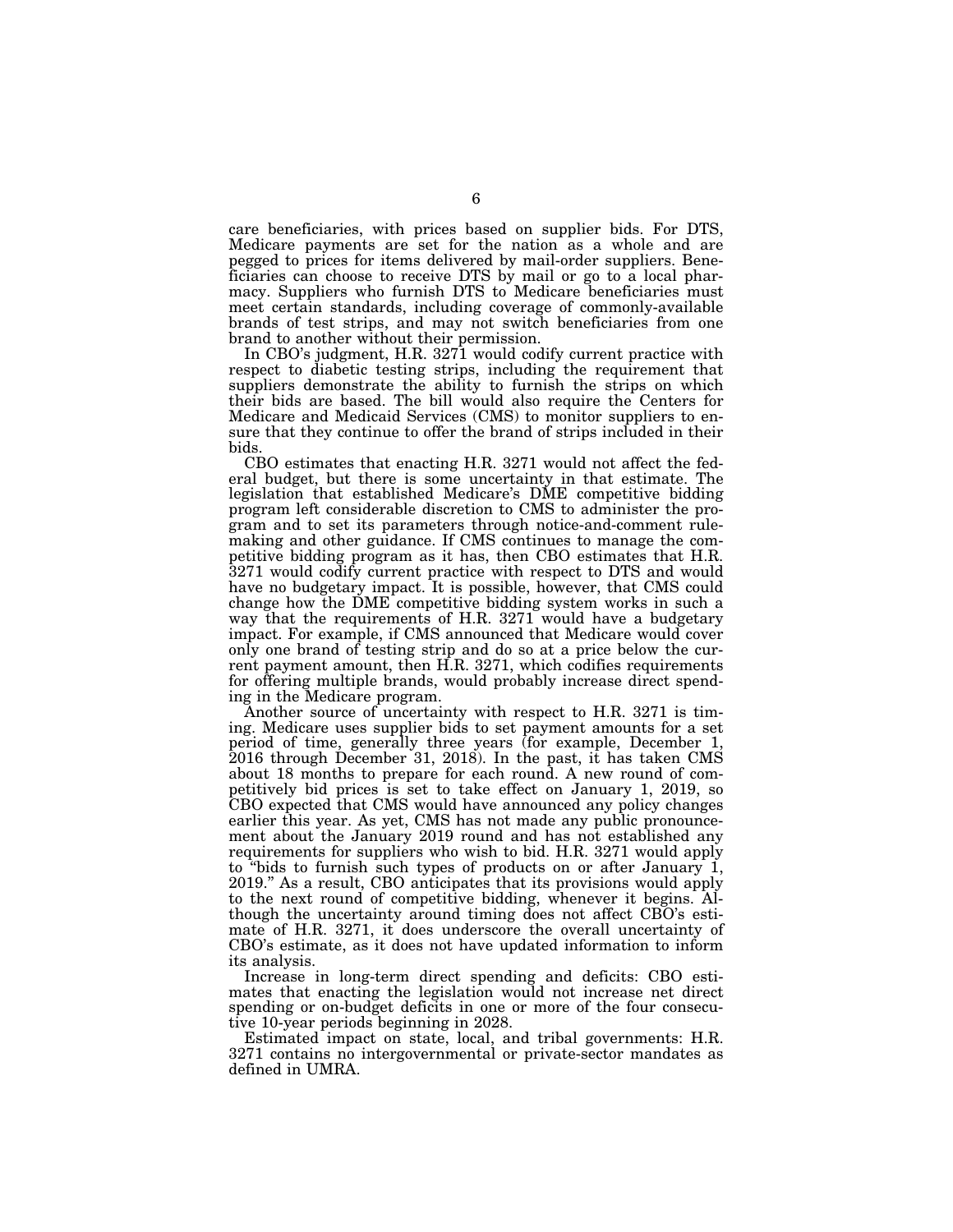care beneficiaries, with prices based on supplier bids. For DTS, Medicare payments are set for the nation as a whole and are pegged to prices for items delivered by mail-order suppliers. Beneficiaries can choose to receive DTS by mail or go to a local pharmacy. Suppliers who furnish DTS to Medicare beneficiaries must meet certain standards, including coverage of commonly-available brands of test strips, and may not switch beneficiaries from one brand to another without their permission.

In CBO's judgment, H.R. 3271 would codify current practice with respect to diabetic testing strips, including the requirement that suppliers demonstrate the ability to furnish the strips on which their bids are based. The bill would also require the Centers for Medicare and Medicaid Services (CMS) to monitor suppliers to ensure that they continue to offer the brand of strips included in their bids.

CBO estimates that enacting H.R. 3271 would not affect the federal budget, but there is some uncertainty in that estimate. The legislation that established Medicare's DME competitive bidding program left considerable discretion to CMS to administer the program and to set its parameters through notice-and-comment rulemaking and other guidance. If CMS continues to manage the competitive bidding program as it has, then CBO estimates that H.R. 3271 would codify current practice with respect to DTS and would have no budgetary impact. It is possible, however, that CMS could change how the DME competitive bidding system works in such a way that the requirements of H.R. 3271 would have a budgetary impact. For example, if CMS announced that Medicare would cover only one brand of testing strip and do so at a price below the current payment amount, then H.R. 3271, which codifies requirements for offering multiple brands, would probably increase direct spending in the Medicare program.

Another source of uncertainty with respect to H.R. 3271 is timing. Medicare uses supplier bids to set payment amounts for a set period of time, generally three years (for example, December 1, 2016 through December 31, 2018). In the past, it has taken CMS about 18 months to prepare for each round. A new round of competitively bid prices is set to take effect on January 1, 2019, so CBO expected that CMS would have announced any policy changes earlier this year. As yet, CMS has not made any public pronouncement about the January 2019 round and has not established any requirements for suppliers who wish to bid. H.R. 3271 would apply to "bids to furnish such types of products on or after January 1, 2019." As a result, CBO anticipates that its provisions would apply to the next round of competitive bidding, whenever it begins. Although the uncertainty around timing does not affect CBO's estimate of H.R. 3271, it does underscore the overall uncertainty of CBO's estimate, as it does not have updated information to inform its analysis.

Increase in long-term direct spending and deficits: CBO estimates that enacting the legislation would not increase net direct spending or on-budget deficits in one or more of the four consecutive 10-year periods beginning in 2028.

Estimated impact on state, local, and tribal governments: H.R. 3271 contains no intergovernmental or private-sector mandates as defined in UMRA.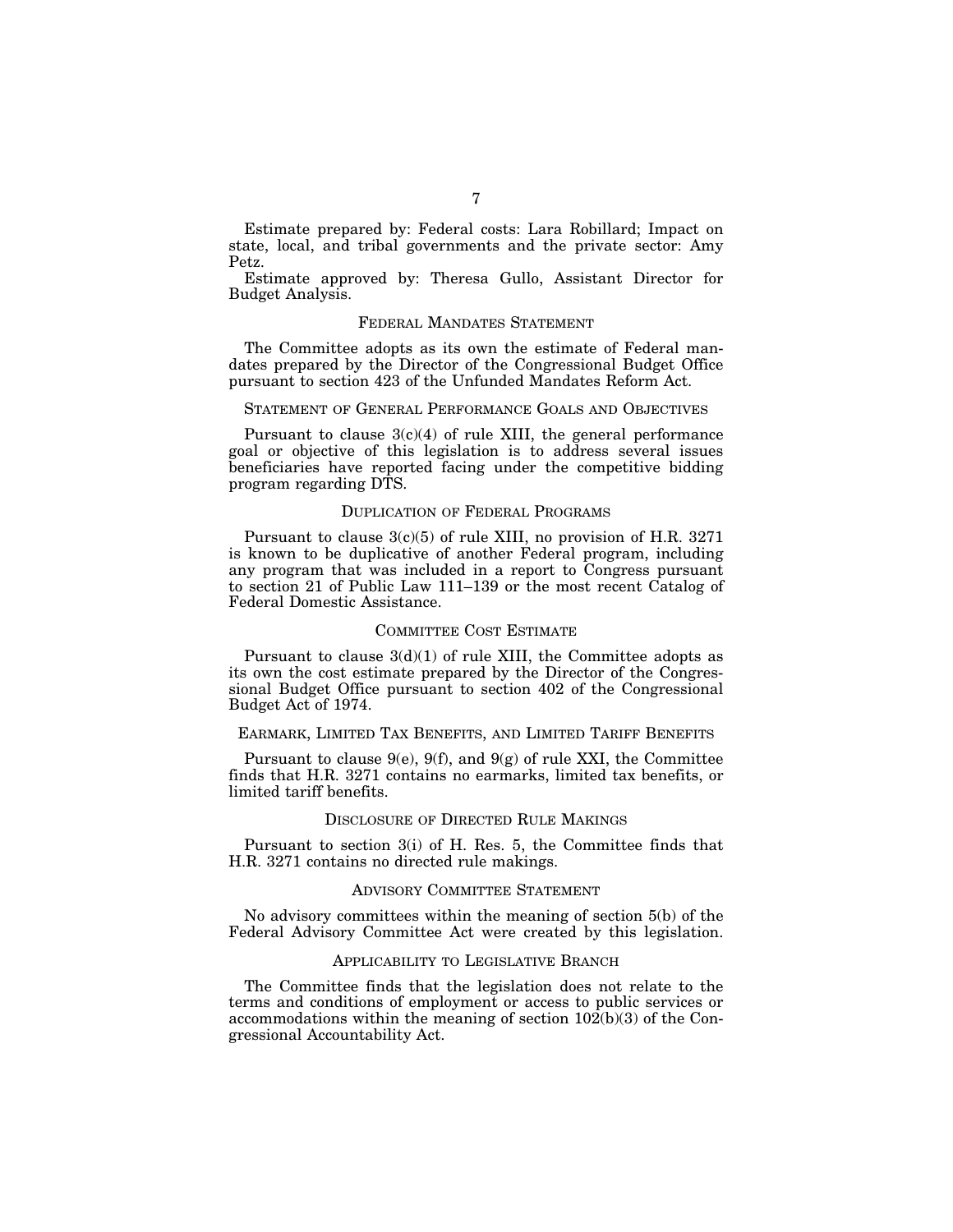Estimate prepared by: Federal costs: Lara Robillard; Impact on state, local, and tribal governments and the private sector: Amy Petz.

Estimate approved by: Theresa Gullo, Assistant Director for Budget Analysis.

## FEDERAL MANDATES STATEMENT

The Committee adopts as its own the estimate of Federal mandates prepared by the Director of the Congressional Budget Office pursuant to section 423 of the Unfunded Mandates Reform Act.

## STATEMENT OF GENERAL PERFORMANCE GOALS AND OBJECTIVES

Pursuant to clause 3(c)(4) of rule XIII, the general performance goal or objective of this legislation is to address several issues beneficiaries have reported facing under the competitive bidding program regarding DTS.

## DUPLICATION OF FEDERAL PROGRAMS

Pursuant to clause 3(c)(5) of rule XIII, no provision of H.R. 3271 is known to be duplicative of another Federal program, including any program that was included in a report to Congress pursuant to section 21 of Public Law 111–139 or the most recent Catalog of Federal Domestic Assistance.

## COMMITTEE COST ESTIMATE

Pursuant to clause 3(d)(1) of rule XIII, the Committee adopts as its own the cost estimate prepared by the Director of the Congressional Budget Office pursuant to section 402 of the Congressional Budget Act of 1974.

## EARMARK, LIMITED TAX BENEFITS, AND LIMITED TARIFF BENEFITS

Pursuant to clause 9(e), 9(f), and 9(g) of rule XXI, the Committee finds that H.R. 3271 contains no earmarks, limited tax benefits, or limited tariff benefits.

## DISCLOSURE OF DIRECTED RULE MAKINGS

Pursuant to section 3(i) of H. Res. 5, the Committee finds that H.R. 3271 contains no directed rule makings.

## ADVISORY COMMITTEE STATEMENT

No advisory committees within the meaning of section 5(b) of the Federal Advisory Committee Act were created by this legislation.

## APPLICABILITY TO LEGISLATIVE BRANCH

The Committee finds that the legislation does not relate to the terms and conditions of employment or access to public services or accommodations within the meaning of section 102(b)(3) of the Congressional Accountability Act.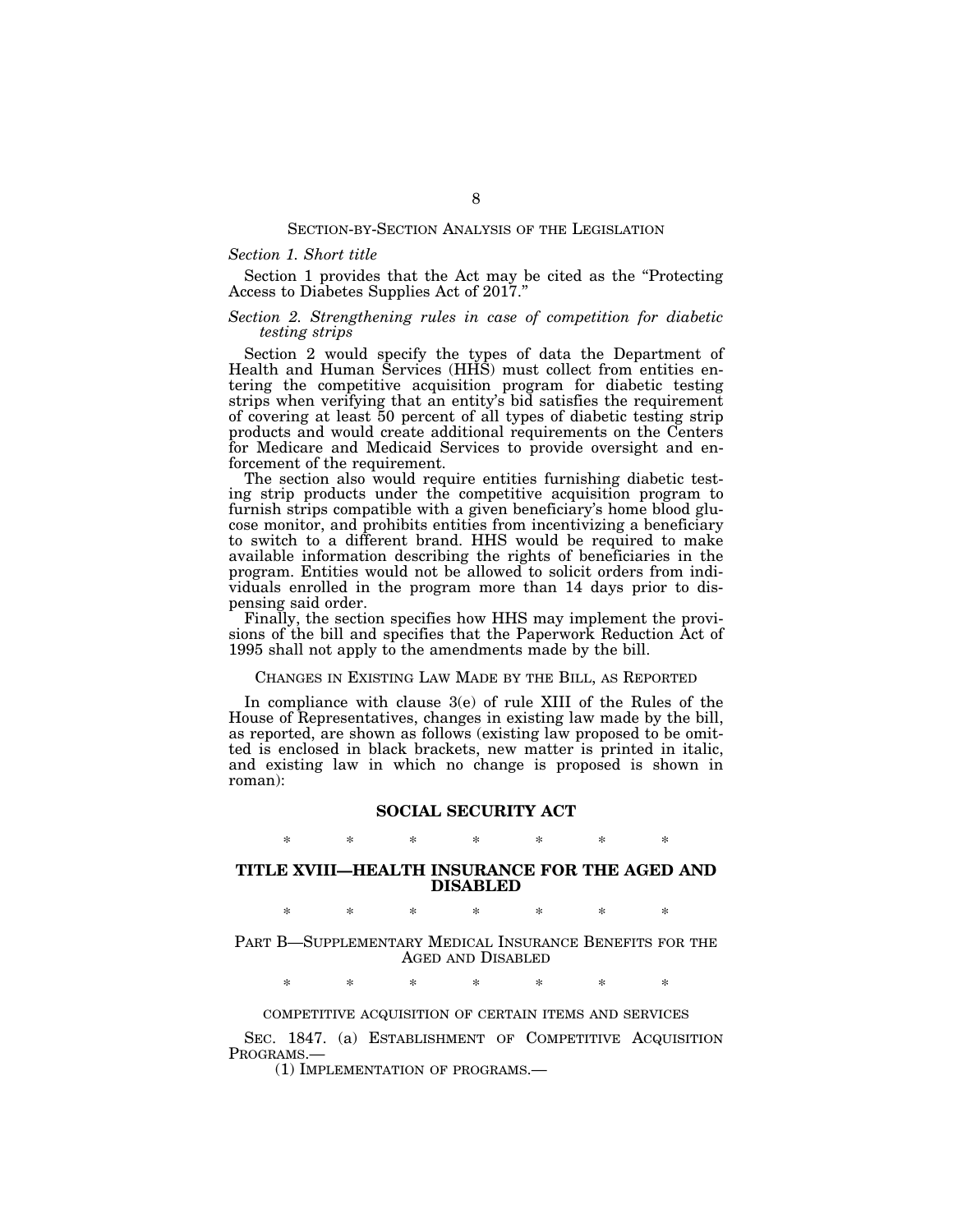## SECTION-BY-SECTION ANALYSIS OF THE LEGISLATION

### *Section 1. Short title*

Section 1 provides that the Act may be cited as the "Protecting Access to Diabetes Supplies Act of 2017."

### *Section 2. Strengthening rules in case of competition for diabetic testing strips*

Section 2 would specify the types of data the Department of Health and Human Services (HHS) must collect from entities entering the competitive acquisition program for diabetic testing strips when verifying that an entity's bid satisfies the requirement of covering at least 50 percent of all types of diabetic testing strip products and would create additional requirements on the Centers for Medicare and Medicaid Services to provide oversight and enforcement of the requirement.

The section also would require entities furnishing diabetic testing strip products under the competitive acquisition program to furnish strips compatible with a given beneficiary's home blood glucose monitor, and prohibits entities from incentivizing a beneficiary to switch to a different brand. HHS would be required to make available information describing the rights of beneficiaries in the program. Entities would not be allowed to solicit orders from individuals enrolled in the program more than 14 days prior to dispensing said order.

Finally, the section specifies how HHS may implement the provisions of the bill and specifies that the Paperwork Reduction Act of 1995 shall not apply to the amendments made by the bill.

## CHANGES IN EXISTING LAW MADE BY THE BILL, AS REPORTED

In compliance with clause 3(e) of rule XIII of the Rules of the House of Representatives, changes in existing law made by the bill, as reported, are shown as follows (existing law proposed to be omitted is enclosed in black brackets, new matter is printed in italic, and existing law in which no change is proposed is shown in roman):

## SOCIAL SECURITY ACT

\* \* \* \* \* \* \*

## TITLE XVIII—HEALTH INSURANCE FOR THE AGED AND DISABLED

\* \* \* \* \* \* \*

### PART B—SUPPLEMENTARY MEDICAL INSURANCE BENEFITS FOR THE AGED AND DISABLED

\* \* \* \* \* \* \*

COMPETITIVE ACQUISITION OF CERTAIN ITEMS AND SERVICES

SEC. 1847. (a) ESTABLISHMENT OF COMPETITIVE ACQUISITION PROGRAMS.—

(1) IMPLEMENTATION OF PROGRAMS.—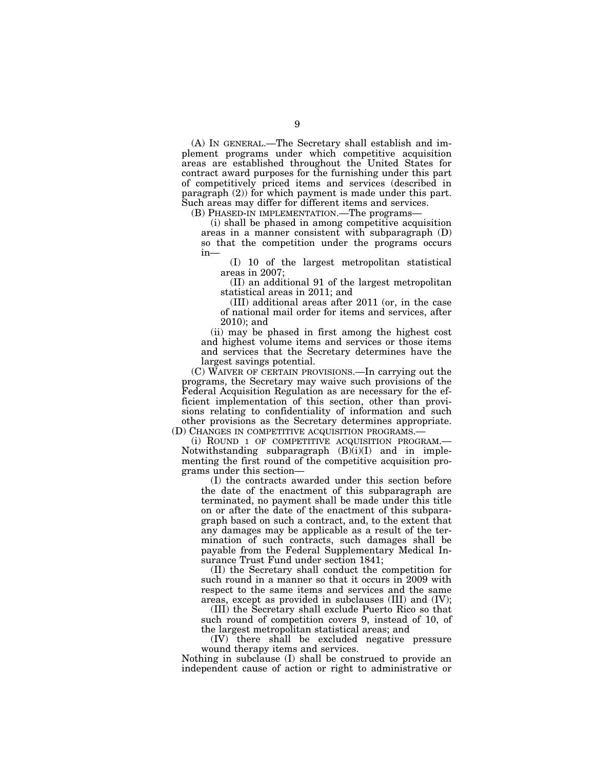(A) IN GENERAL.—The Secretary shall establish and implement programs under which competitive acquisition areas are established throughout the United States for contract award purposes for the furnishing under this part of competitively priced items and services (described in paragraph (2)) for which payment is made under this part. Such areas may differ for different items and services.

(B) PHASED-IN IMPLEMENTATION.—The programs—

(i) shall be phased in among competitive acquisition areas in a manner consistent with subparagraph (D) so that the competition under the programs occurs in—

(I) 10 of the largest metropolitan statistical areas in 2007;

(II) an additional 91 of the largest metropolitan statistical areas in 2011; and

(III) additional areas after 2011 (or, in the case of national mail order for items and services, after 2010); and

(ii) may be phased in first among the highest cost and highest volume items and services or those items and services that the Secretary determines have the largest savings potential.

(C) WAIVER OF CERTAIN PROVISIONS.—In carrying out the programs, the Secretary may waive such provisions of the Federal Acquisition Regulation as are necessary for the efficient implementation of this section, other than provisions relating to confidentiality of information and such other provisions as the Secretary determines appropriate.

(D) CHANGES IN COMPETITIVE ACQUISITION PROGRAMS.—

(i) ROUND 1 OF COMPETITIVE ACQUISITION PROGRAM.—Notwithstanding subparagraph (B)(i)(I) and in implementing the first round of the competitive acquisition programs under this section—

(I) the contracts awarded under this section before the date of the enactment of this subparagraph are terminated, no payment shall be made under this title on or after the date of the enactment of this subparagraph based on such a contract, and, to the extent that any damages may be applicable as a result of the termination of such contracts, such damages shall be payable from the Federal Supplementary Medical Insurance Trust Fund under section 1841;

(II) the Secretary shall conduct the competition for such round in a manner so that it occurs in 2009 with respect to the same items and services and the same areas, except as provided in subclauses (III) and (IV);

(III) the Secretary shall exclude Puerto Rico so that such round of competition covers 9, instead of 10, of the largest metropolitan statistical areas; and

(IV) there shall be excluded negative pressure wound therapy items and services.

Nothing in subclause (I) shall be construed to provide an independent cause of action or right to administrative or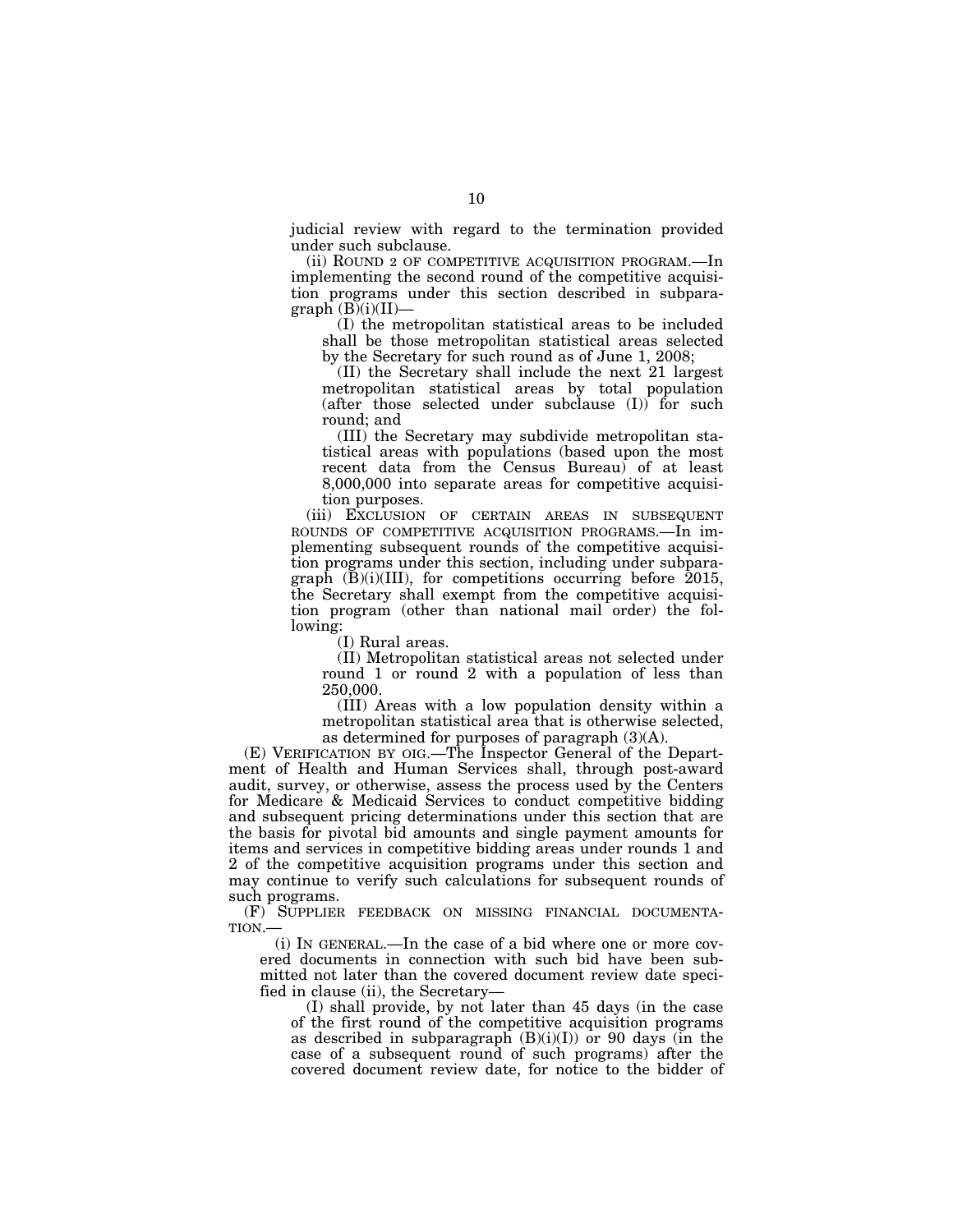judicial review with regard to the termination provided under such subclause.

(ii) ROUND 2 OF COMPETITIVE ACQUISITION PROGRAM.—In implementing the second round of the competitive acquisition programs under this section described in subparagraph (B)(i)(II)—

(I) the metropolitan statistical areas to be included shall be those metropolitan statistical areas selected by the Secretary for such round as of June 1, 2008;

(II) the Secretary shall include the next 21 largest metropolitan statistical areas by total population (after those selected under subclause (I)) for such round; and

(III) the Secretary may subdivide metropolitan statistical areas with populations (based upon the most recent data from the Census Bureau) of at least 8,000,000 into separate areas for competitive acquisition purposes.

(iii) EXCLUSION OF CERTAIN AREAS IN SUBSEQUENT ROUNDS OF COMPETITIVE ACQUISITION PROGRAMS.—In implementing subsequent rounds of the competitive acquisition programs under this section, including under subparagraph (B)(i)(III), for competitions occurring before 2015, the Secretary shall exempt from the competitive acquisition program (other than national mail order) the following:

(I) Rural areas.

(II) Metropolitan statistical areas not selected under round 1 or round 2 with a population of less than 250,000.

(III) Areas with a low population density within a metropolitan statistical area that is otherwise selected, as determined for purposes of paragraph (3)(A).

(E) VERIFICATION BY OIG.—The Inspector General of the Department of Health and Human Services shall, through post-award audit, survey, or otherwise, assess the process used by the Centers for Medicare & Medicaid Services to conduct competitive bidding and subsequent pricing determinations under this section that are the basis for pivotal bid amounts and single payment amounts for items and services in competitive bidding areas under rounds 1 and 2 of the competitive acquisition programs under this section and may continue to verify such calculations for subsequent rounds of such programs.

(F) SUPPLIER FEEDBACK ON MISSING FINANCIAL DOCUMENTATION.—

(i) IN GENERAL.—In the case of a bid where one or more covered documents in connection with such bid have been submitted not later than the covered document review date specified in clause (ii), the Secretary—

(I) shall provide, by not later than 45 days (in the case of the first round of the competitive acquisition programs as described in subparagraph (B)(i)(I)) or 90 days (in the case of a subsequent round of such programs) after the covered document review date, for notice to the bidder of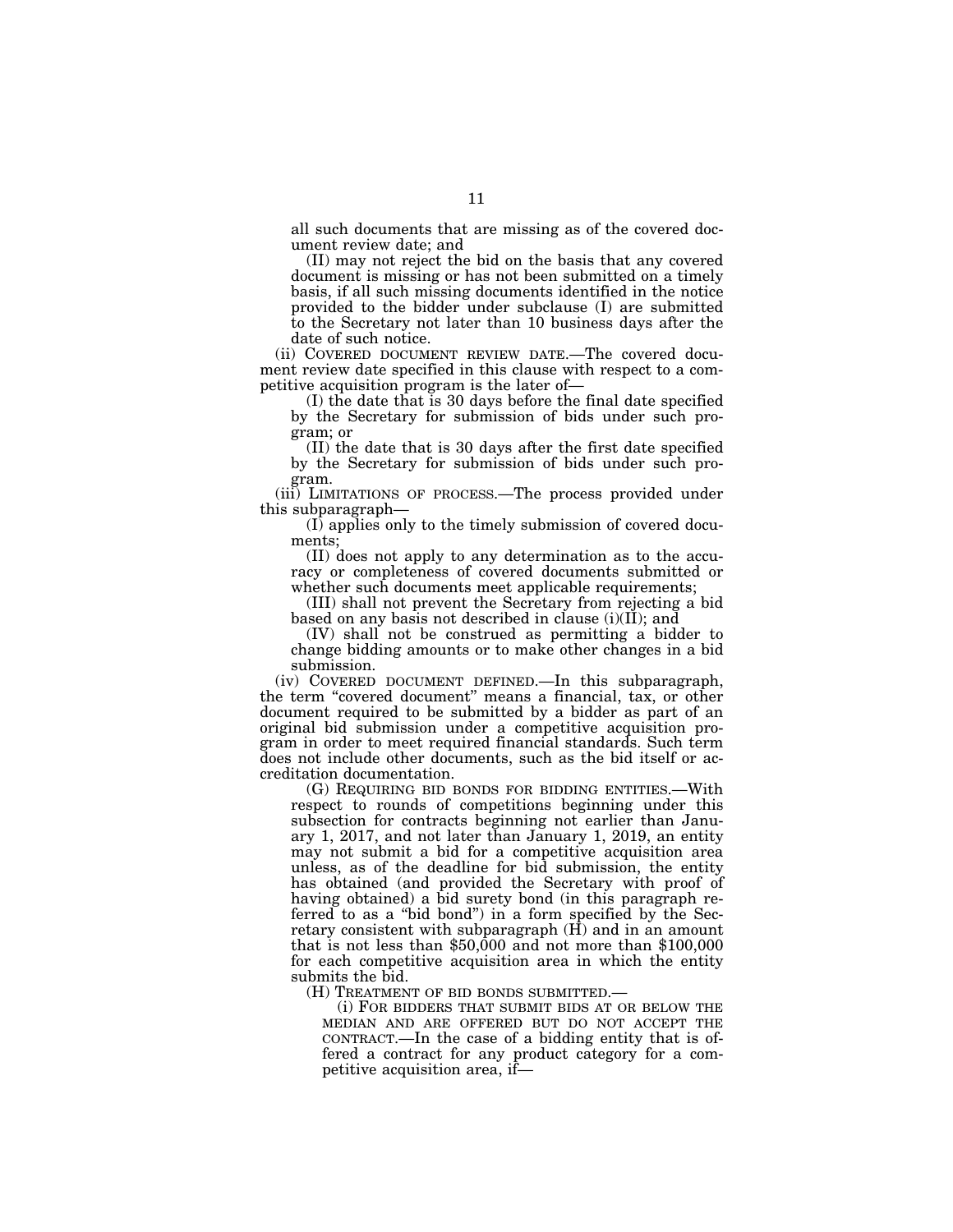all such documents that are missing as of the covered document review date; and

(II) may not reject the bid on the basis that any covered document is missing or has not been submitted on a timely basis, if all such missing documents identified in the notice provided to the bidder under subclause (I) are submitted to the Secretary not later than 10 business days after the date of such notice.

(ii) COVERED DOCUMENT REVIEW DATE.—The covered document review date specified in this clause with respect to a competitive acquisition program is the later of—

(I) the date that is 30 days before the final date specified by the Secretary for submission of bids under such program; or

(II) the date that is 30 days after the first date specified by the Secretary for submission of bids under such program.

(iii) LIMITATIONS OF PROCESS.—The process provided under this subparagraph—

(I) applies only to the timely submission of covered documents;

(II) does not apply to any determination as to the accuracy or completeness of covered documents submitted or whether such documents meet applicable requirements;

(III) shall not prevent the Secretary from rejecting a bid based on any basis not described in clause (i)(II); and

(IV) shall not be construed as permitting a bidder to change bidding amounts or to make other changes in a bid submission.

(iv) COVERED DOCUMENT DEFINED.—In this subparagraph, the term "covered document" means a financial, tax, or other document required to be submitted by a bidder as part of an original bid submission under a competitive acquisition program in order to meet required financial standards. Such term does not include other documents, such as the bid itself or accreditation documentation.

(G) REQUIRING BID BONDS FOR BIDDING ENTITIES.—With respect to rounds of competitions beginning under this subsection for contracts beginning not earlier than January 1, 2017, and not later than January 1, 2019, an entity may not submit a bid for a competitive acquisition area unless, as of the deadline for bid submission, the entity has obtained (and provided the Secretary with proof of having obtained) a bid surety bond (in this paragraph referred to as a "bid bond") in a form specified by the Secretary consistent with subparagraph (H) and in an amount that is not less than $50,000 and not more than $100,000 for each competitive acquisition area in which the entity submits the bid.

(H) TREATMENT OF BID BONDS SUBMITTED.—

(i) FOR BIDDERS THAT SUBMIT BIDS AT OR BELOW THE MEDIAN AND ARE OFFERED BUT DO NOT ACCEPT THE CONTRACT.—In the case of a bidding entity that is offered a contract for any product category for a competitive acquisition area, if—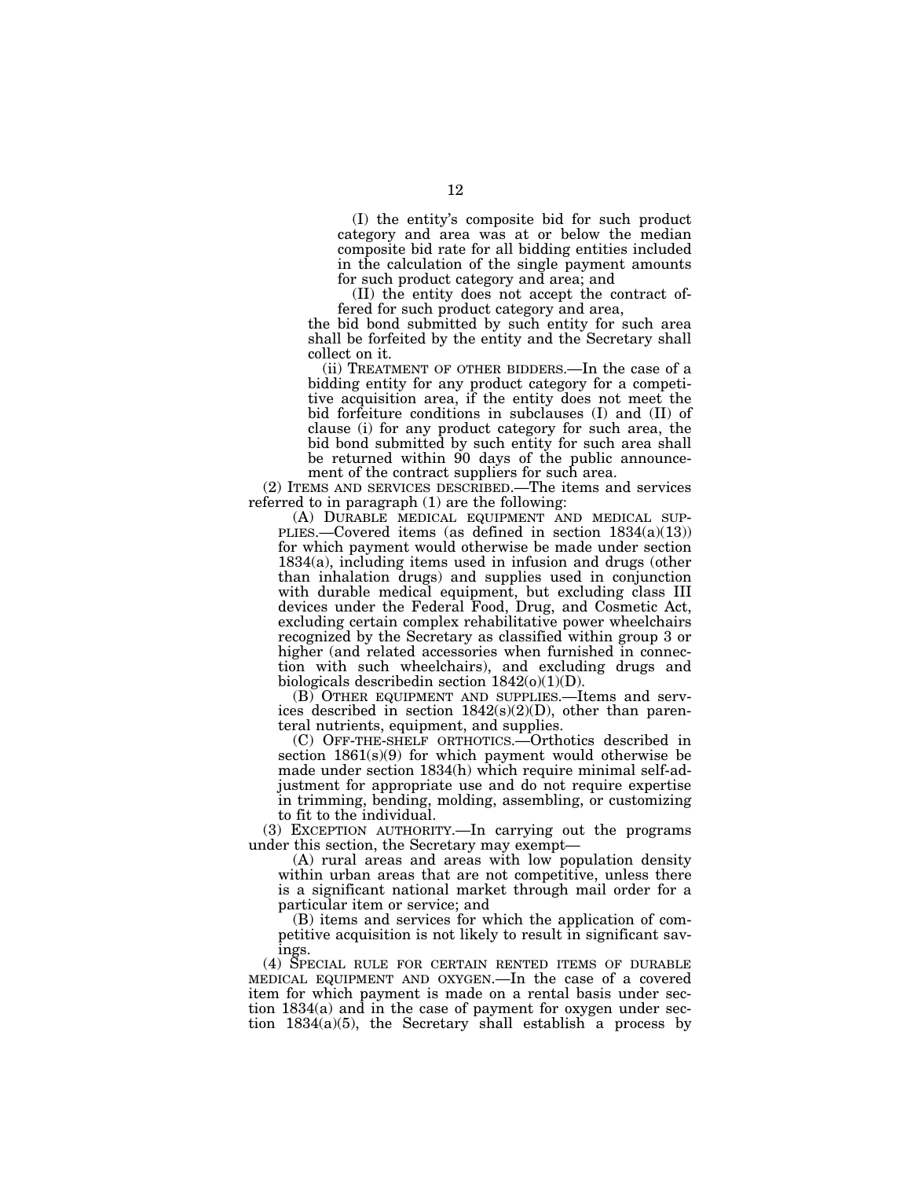(I) the entity's composite bid for such product category and area was at or below the median composite bid rate for all bidding entities included in the calculation of the single payment amounts for such product category and area; and

(II) the entity does not accept the contract offered for such product category and area,

the bid bond submitted by such entity for such area shall be forfeited by the entity and the Secretary shall collect on it.

(ii) TREATMENT OF OTHER BIDDERS.—In the case of a bidding entity for any product category for a competitive acquisition area, if the entity does not meet the bid forfeiture conditions in subclauses (I) and (II) of clause (i) for any product category for such area, the bid bond submitted by such entity for such area shall be returned within 90 days of the public announcement of the contract suppliers for such area.

(2) ITEMS AND SERVICES DESCRIBED.—The items and services referred to in paragraph (1) are the following:

(A) DURABLE MEDICAL EQUIPMENT AND MEDICAL SUPPLIES.—Covered items (as defined in section 1834(a)(13)) for which payment would otherwise be made under section 1834(a), including items used in infusion and drugs (other than inhalation drugs) and supplies used in conjunction with durable medical equipment, but excluding class III devices under the Federal Food, Drug, and Cosmetic Act, excluding certain complex rehabilitative power wheelchairs recognized by the Secretary as classified within group 3 or higher (and related accessories when furnished in connection with such wheelchairs), and excluding drugs and biologicals describedin section 1842(o)(1)(D).

(B) OTHER EQUIPMENT AND SUPPLIES.—Items and services described in section 1842(s)(2)(D), other than parenteral nutrients, equipment, and supplies.

(C) OFF-THE-SHELF ORTHOTICS.—Orthotics described in section 1861(s)(9) for which payment would otherwise be made under section 1834(h) which require minimal self-adjustment for appropriate use and do not require expertise in trimming, bending, molding, assembling, or customizing to fit to the individual.

(3) EXCEPTION AUTHORITY.—In carrying out the programs under this section, the Secretary may exempt—

(A) rural areas and areas with low population density within urban areas that are not competitive, unless there is a significant national market through mail order for a particular item or service; and

(B) items and services for which the application of competitive acquisition is not likely to result in significant savings.

(4) SPECIAL RULE FOR CERTAIN RENTED ITEMS OF DURABLE MEDICAL EQUIPMENT AND OXYGEN.—In the case of a covered item for which payment is made on a rental basis under section 1834(a) and in the case of payment for oxygen under section 1834(a)(5), the Secretary shall establish a process by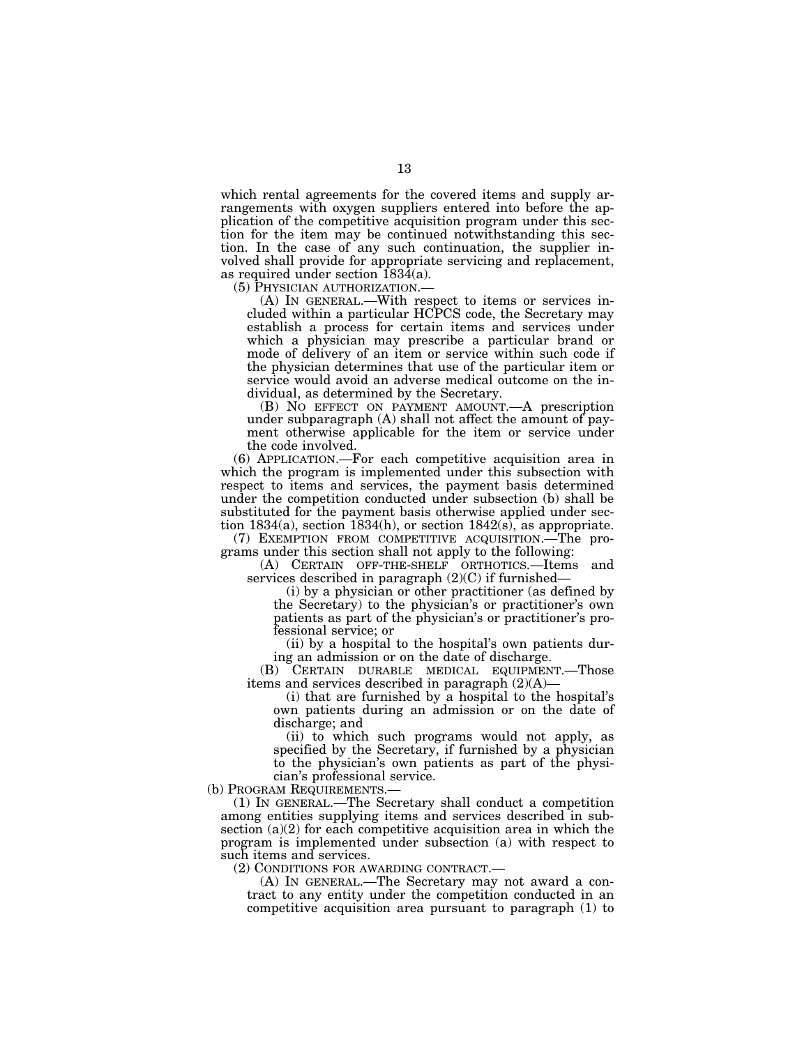which rental agreements for the covered items and supply arrangements with oxygen suppliers entered into before the application of the competitive acquisition program under this section for the item may be continued notwithstanding this section. In the case of any such continuation, the supplier involved shall provide for appropriate servicing and replacement, as required under section 1834(a).

(5) PHYSICIAN AUTHORIZATION.—

(A) IN GENERAL.—With respect to items or services included within a particular HCPCS code, the Secretary may establish a process for certain items and services under which a physician may prescribe a particular brand or mode of delivery of an item or service within such code if the physician determines that use of the particular item or service would avoid an adverse medical outcome on the individual, as determined by the Secretary.

(B) NO EFFECT ON PAYMENT AMOUNT.—A prescription under subparagraph (A) shall not affect the amount of payment otherwise applicable for the item or service under the code involved.

(6) APPLICATION.—For each competitive acquisition area in which the program is implemented under this subsection with respect to items and services, the payment basis determined under the competition conducted under subsection (b) shall be substituted for the payment basis otherwise applied under section 1834(a), section 1834(h), or section 1842(s), as appropriate.

(7) EXEMPTION FROM COMPETITIVE ACQUISITION.—The programs under this section shall not apply to the following:

(A) CERTAIN OFF-THE-SHELF ORTHOTICS.—Items and services described in paragraph (2)(C) if furnished—

(i) by a physician or other practitioner (as defined by the Secretary) to the physician's or practitioner's own patients as part of the physician's or practitioner's professional service; or

(ii) by a hospital to the hospital's own patients during an admission or on the date of discharge.

(B) CERTAIN DURABLE MEDICAL EQUIPMENT.—Those items and services described in paragraph (2)(A)—

(i) that are furnished by a hospital to the hospital's own patients during an admission or on the date of discharge; and

(ii) to which such programs would not apply, as specified by the Secretary, if furnished by a physician to the physician's own patients as part of the physician's professional service.

(b) PROGRAM REQUIREMENTS.—

(1) IN GENERAL.—The Secretary shall conduct a competition among entities supplying items and services described in subsection (a)(2) for each competitive acquisition area in which the program is implemented under subsection (a) with respect to such items and services.

(2) CONDITIONS FOR AWARDING CONTRACT.—

(A) IN GENERAL.—The Secretary may not award a contract to any entity under the competition conducted in an competitive acquisition area pursuant to paragraph (1) to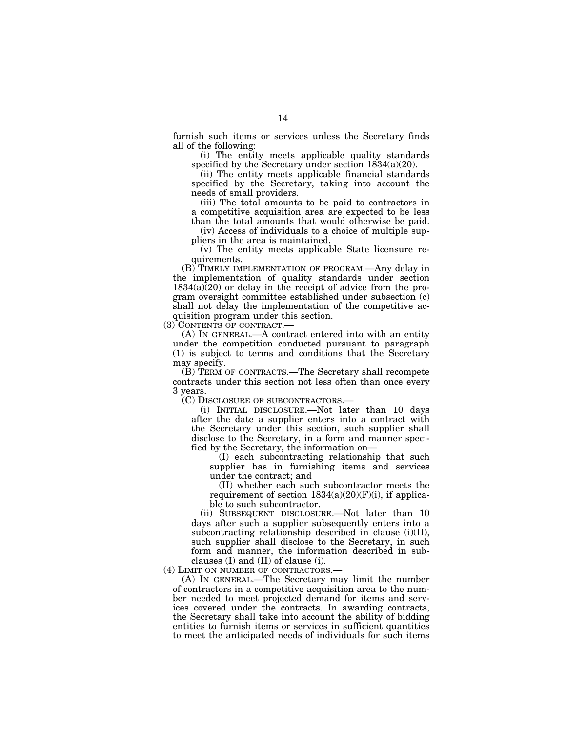furnish such items or services unless the Secretary finds all of the following:

(i) The entity meets applicable quality standards specified by the Secretary under section 1834(a)(20).

(ii) The entity meets applicable financial standards specified by the Secretary, taking into account the needs of small providers.

(iii) The total amounts to be paid to contractors in a competitive acquisition area are expected to be less than the total amounts that would otherwise be paid.

(iv) Access of individuals to a choice of multiple suppliers in the area is maintained.

(v) The entity meets applicable State licensure requirements.

(B) TIMELY IMPLEMENTATION OF PROGRAM.—Any delay in the implementation of quality standards under section 1834(a)(20) or delay in the receipt of advice from the program oversight committee established under subsection (c) shall not delay the implementation of the competitive acquisition program under this section.

(3) CONTENTS OF CONTRACT.—

(A) IN GENERAL.—A contract entered into with an entity under the competition conducted pursuant to paragraph (1) is subject to terms and conditions that the Secretary may specify.

(B) TERM OF CONTRACTS.—The Secretary shall recompete contracts under this section not less often than once every 3 years.

(C) DISCLOSURE OF SUBCONTRACTORS.—

(i) INITIAL DISCLOSURE.—Not later than 10 days after the date a supplier enters into a contract with the Secretary under this section, such supplier shall disclose to the Secretary, in a form and manner specified by the Secretary, the information on—

(I) each subcontracting relationship that such supplier has in furnishing items and services under the contract; and

(II) whether each such subcontractor meets the requirement of section 1834(a)(20)(F)(i), if applicable to such subcontractor.

(ii) SUBSEQUENT DISCLOSURE.—Not later than 10 days after such a supplier subsequently enters into a subcontracting relationship described in clause (i)(II), such supplier shall disclose to the Secretary, in such form and manner, the information described in subclauses (I) and (II) of clause (i).

(4) LIMIT ON NUMBER OF CONTRACTORS.—

(A) IN GENERAL.—The Secretary may limit the number of contractors in a competitive acquisition area to the number needed to meet projected demand for items and services covered under the contracts. In awarding contracts, the Secretary shall take into account the ability of bidding entities to furnish items or services in sufficient quantities to meet the anticipated needs of individuals for such items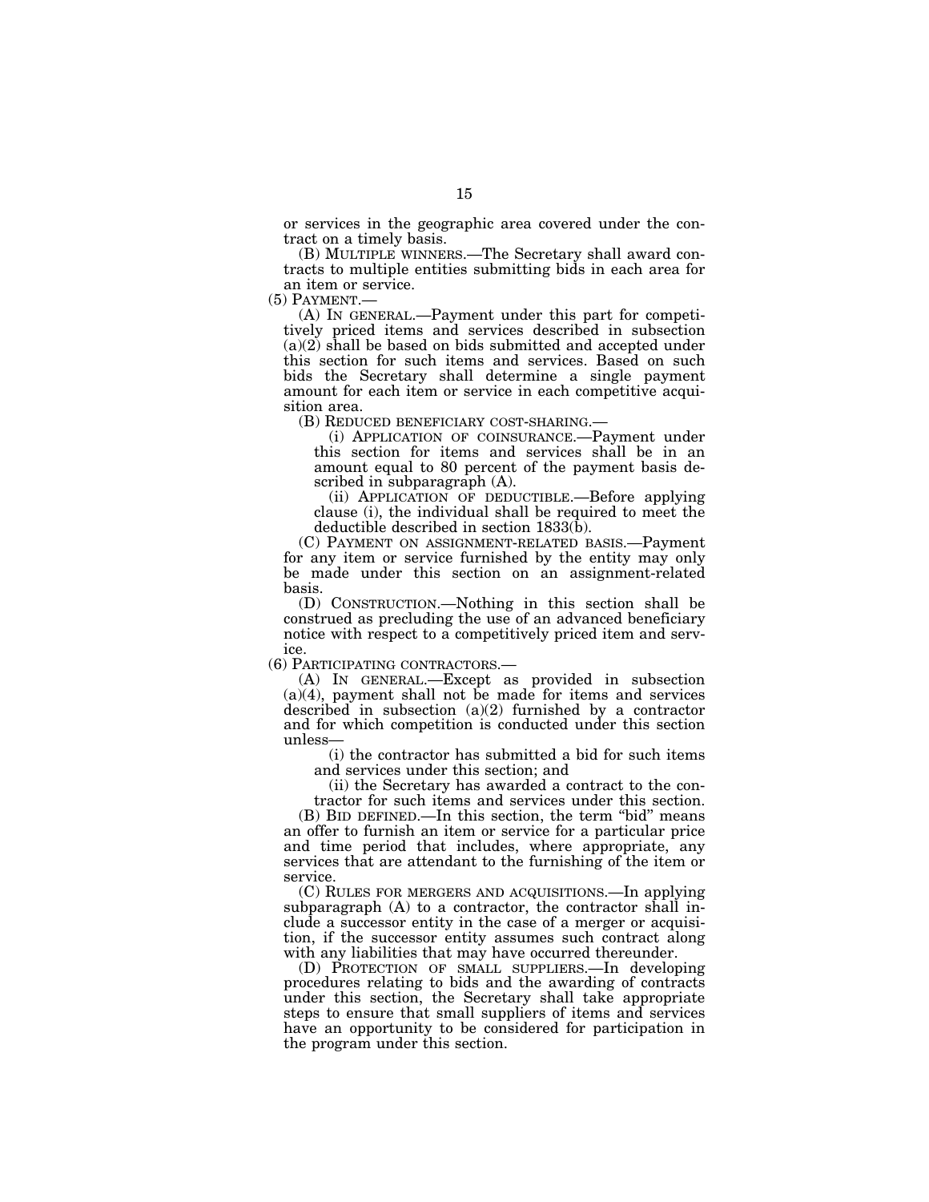or services in the geographic area covered under the contract on a timely basis.

(B) MULTIPLE WINNERS.—The Secretary shall award contracts to multiple entities submitting bids in each area for an item or service.

(5) PAYMENT.—

(A) IN GENERAL.—Payment under this part for competitively priced items and services described in subsection (a)(2) shall be based on bids submitted and accepted under this section for such items and services. Based on such bids the Secretary shall determine a single payment amount for each item or service in each competitive acquisition area.

(B) REDUCED BENEFICIARY COST-SHARING.—

(i) APPLICATION OF COINSURANCE.—Payment under this section for items and services shall be in an amount equal to 80 percent of the payment basis described in subparagraph (A).

(ii) APPLICATION OF DEDUCTIBLE.—Before applying clause (i), the individual shall be required to meet the deductible described in section 1833(b).

(C) PAYMENT ON ASSIGNMENT-RELATED BASIS.—Payment for any item or service furnished by the entity may only be made under this section on an assignment-related basis.

(D) CONSTRUCTION.—Nothing in this section shall be construed as precluding the use of an advanced beneficiary notice with respect to a competitively priced item and service.

(6) PARTICIPATING CONTRACTORS.—

(A) IN GENERAL.—Except as provided in subsection (a)(4), payment shall not be made for items and services described in subsection (a)(2) furnished by a contractor and for which competition is conducted under this section unless—

(i) the contractor has submitted a bid for such items and services under this section; and

(ii) the Secretary has awarded a contract to the contractor for such items and services under this section.

(B) BID DEFINED.—In this section, the term "bid" means an offer to furnish an item or service for a particular price and time period that includes, where appropriate, any services that are attendant to the furnishing of the item or service.

(C) RULES FOR MERGERS AND ACQUISITIONS.—In applying subparagraph (A) to a contractor, the contractor shall include a successor entity in the case of a merger or acquisition, if the successor entity assumes such contract along with any liabilities that may have occurred thereunder.

(D) PROTECTION OF SMALL SUPPLIERS.—In developing procedures relating to bids and the awarding of contracts under this section, the Secretary shall take appropriate steps to ensure that small suppliers of items and services have an opportunity to be considered for participation in the program under this section.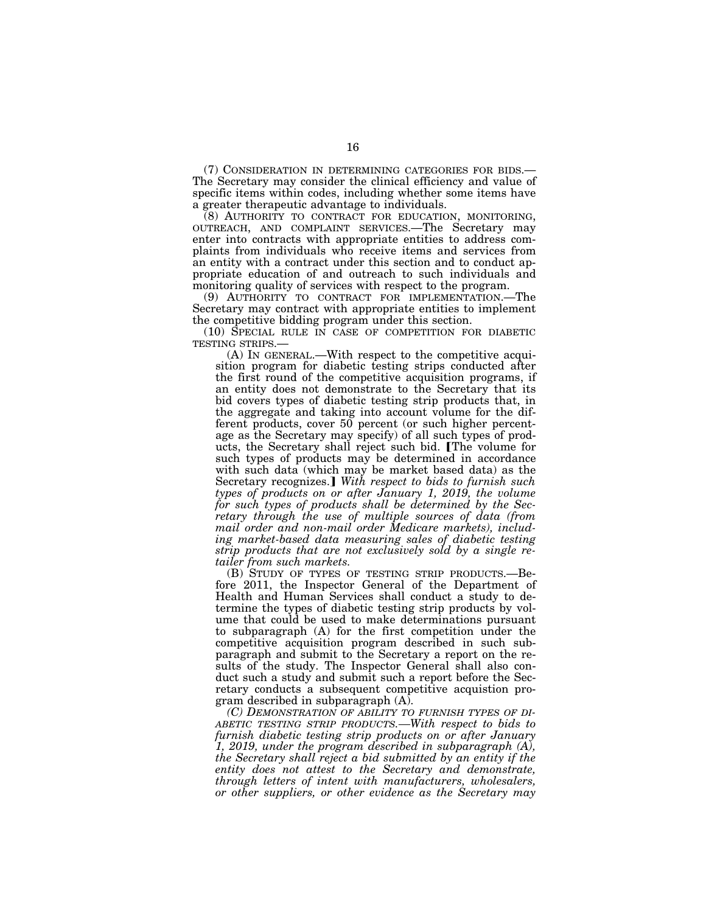(7) CONSIDERATION IN DETERMINING CATEGORIES FOR BIDS.—The Secretary may consider the clinical efficiency and value of specific items within codes, including whether some items have a greater therapeutic advantage to individuals.

(8) AUTHORITY TO CONTRACT FOR EDUCATION, MONITORING, OUTREACH, AND COMPLAINT SERVICES.—The Secretary may enter into contracts with appropriate entities to address complaints from individuals who receive items and services from an entity with a contract under this section and to conduct appropriate education of and outreach to such individuals and monitoring quality of services with respect to the program.

(9) AUTHORITY TO CONTRACT FOR IMPLEMENTATION.—The Secretary may contract with appropriate entities to implement the competitive bidding program under this section.

(10) SPECIAL RULE IN CASE OF COMPETITION FOR DIABETIC TESTING STRIPS.—

(A) IN GENERAL.—With respect to the competitive acquisition program for diabetic testing strips conducted after the first round of the competitive acquisition programs, if an entity does not demonstrate to the Secretary that its bid covers types of diabetic testing strip products that, in the aggregate and taking into account volume for the different products, cover 50 percent (or such higher percentage as the Secretary may specify) of all such types of products, the Secretary shall reject such bid. ⟦The volume for such types of products may be determined in accordance with such data (which may be market based data) as the Secretary recognizes.⟧ *With respect to bids to furnish such types of products on or after January 1, 2019, the volume for such types of products shall be determined by the Secretary through the use of multiple sources of data (from mail order and non-mail order Medicare markets), including market-based data measuring sales of diabetic testing strip products that are not exclusively sold by a single retailer from such markets.*

(B) STUDY OF TYPES OF TESTING STRIP PRODUCTS.—Before 2011, the Inspector General of the Department of Health and Human Services shall conduct a study to determine the types of diabetic testing strip products by volume that could be used to make determinations pursuant to subparagraph (A) for the first competition under the competitive acquisition program described in such subparagraph and submit to the Secretary a report on the results of the study. The Inspector General shall also conduct such a study and submit such a report before the Secretary conducts a subsequent competitive acquistion program described in subparagraph (A).

*(C) DEMONSTRATION OF ABILITY TO FURNISH TYPES OF DIABETIC TESTING STRIP PRODUCTS.—With respect to bids to furnish diabetic testing strip products on or after January 1, 2019, under the program described in subparagraph (A), the Secretary shall reject a bid submitted by an entity if the entity does not attest to the Secretary and demonstrate, through letters of intent with manufacturers, wholesalers, or other suppliers, or other evidence as the Secretary may*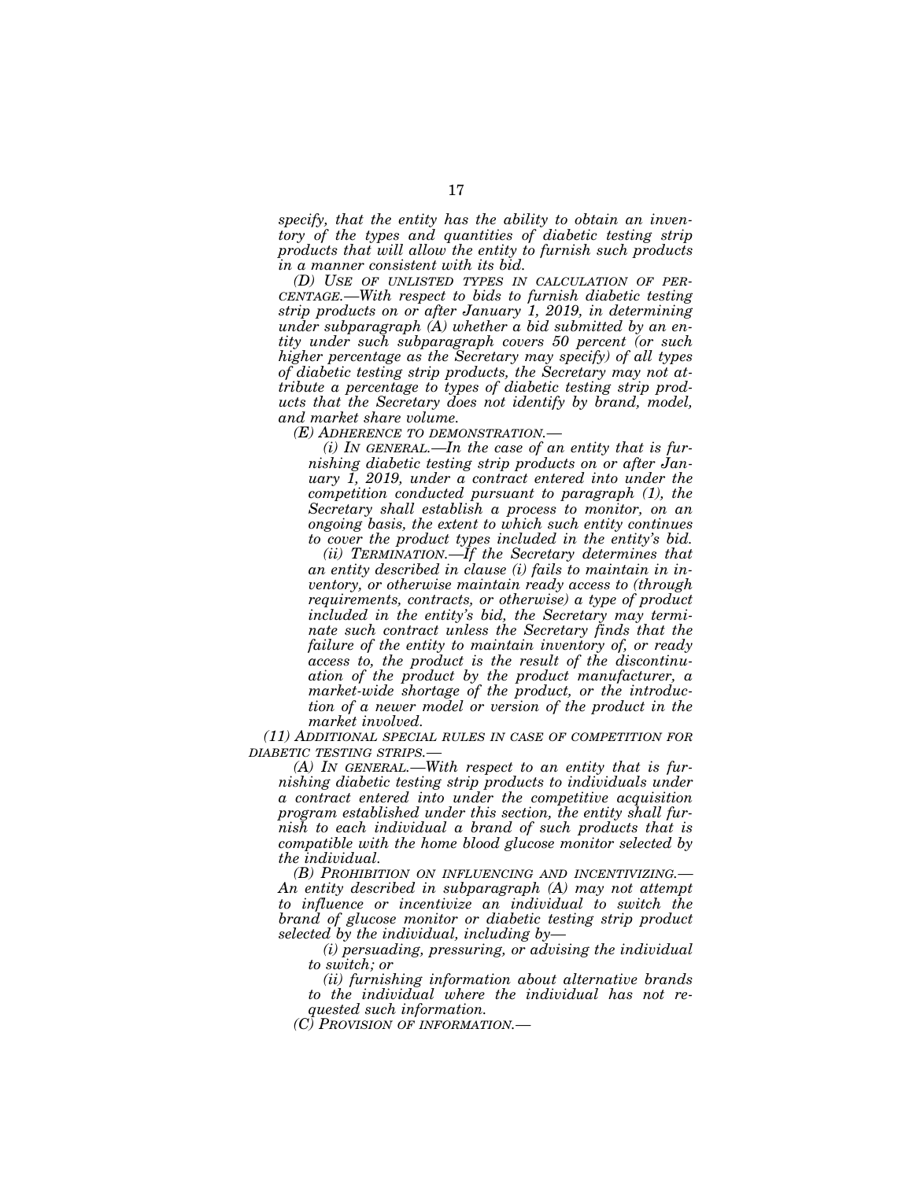*specify, that the entity has the ability to obtain an inventory of the types and quantities of diabetic testing strip products that will allow the entity to furnish such products in a manner consistent with its bid.*

*(D) USE OF UNLISTED TYPES IN CALCULATION OF PERCENTAGE.—With respect to bids to furnish diabetic testing strip products on or after January 1, 2019, in determining under subparagraph (A) whether a bid submitted by an entity under such subparagraph covers 50 percent (or such higher percentage as the Secretary may specify) of all types of diabetic testing strip products, the Secretary may not attribute a percentage to types of diabetic testing strip products that the Secretary does not identify by brand, model, and market share volume.*

*(E) ADHERENCE TO DEMONSTRATION.—*

*(i) IN GENERAL.—In the case of an entity that is furnishing diabetic testing strip products on or after January 1, 2019, under a contract entered into under the competition conducted pursuant to paragraph (1), the Secretary shall establish a process to monitor, on an ongoing basis, the extent to which such entity continues to cover the product types included in the entity's bid.*

*(ii) TERMINATION.—If the Secretary determines that an entity described in clause (i) fails to maintain in inventory, or otherwise maintain ready access to (through requirements, contracts, or otherwise) a type of product included in the entity's bid, the Secretary may terminate such contract unless the Secretary finds that the failure of the entity to maintain inventory of, or ready access to, the product is the result of the discontinuation of the product by the product manufacturer, a market-wide shortage of the product, or the introduction of a newer model or version of the product in the market involved.*

*(11) ADDITIONAL SPECIAL RULES IN CASE OF COMPETITION FOR DIABETIC TESTING STRIPS.—*

*(A) IN GENERAL.—With respect to an entity that is furnishing diabetic testing strip products to individuals under a contract entered into under the competitive acquisition program established under this section, the entity shall furnish to each individual a brand of such products that is compatible with the home blood glucose monitor selected by the individual.*

*(B) PROHIBITION ON INFLUENCING AND INCENTIVIZING.—An entity described in subparagraph (A) may not attempt to influence or incentivize an individual to switch the brand of glucose monitor or diabetic testing strip product selected by the individual, including by—*

*(i) persuading, pressuring, or advising the individual to switch; or*

*(ii) furnishing information about alternative brands to the individual where the individual has not requested such information.*

*(C) PROVISION OF INFORMATION.—*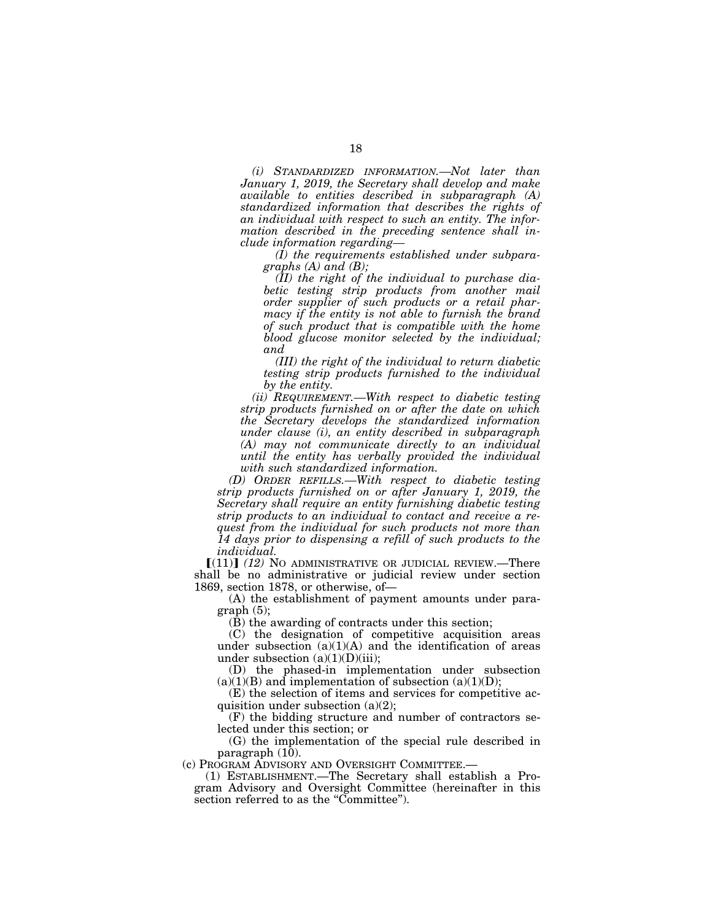*(i) STANDARDIZED INFORMATION.—Not later than January 1, 2019, the Secretary shall develop and make available to entities described in subparagraph (A) standardized information that describes the rights of an individual with respect to such an entity. The information described in the preceding sentence shall include information regarding—*

*(I) the requirements established under subparagraphs (A) and (B);*

*(II) the right of the individual to purchase diabetic testing strip products from another mail order supplier of such products or a retail pharmacy if the entity is not able to furnish the brand of such product that is compatible with the home blood glucose monitor selected by the individual; and*

*(III) the right of the individual to return diabetic testing strip products furnished to the individual by the entity.*

*(ii) REQUIREMENT.—With respect to diabetic testing strip products furnished on or after the date on which the Secretary develops the standardized information under clause (i), an entity described in subparagraph (A) may not communicate directly to an individual until the entity has verbally provided the individual with such standardized information.*

*(D) ORDER REFILLS.—With respect to diabetic testing strip products furnished on or after January 1, 2019, the Secretary shall require an entity furnishing diabetic testing strip products to an individual to contact and receive a request from the individual for such products not more than 14 days prior to dispensing a refill of such products to the individual.*

⟦(11)⟧ *(12)* NO ADMINISTRATIVE OR JUDICIAL REVIEW.—There shall be no administrative or judicial review under section 1869, section 1878, or otherwise, of—

(A) the establishment of payment amounts under paragraph (5);

(B) the awarding of contracts under this section;

(C) the designation of competitive acquisition areas under subsection (a)(1)(A) and the identification of areas under subsection (a)(1)(D)(iii);

(D) the phased-in implementation under subsection (a)(1)(B) and implementation of subsection (a)(1)(D);

(E) the selection of items and services for competitive acquisition under subsection (a)(2);

(F) the bidding structure and number of contractors selected under this section; or

(G) the implementation of the special rule described in paragraph (10).

(c) PROGRAM ADVISORY AND OVERSIGHT COMMITTEE.—

(1) ESTABLISHMENT.—The Secretary shall establish a Program Advisory and Oversight Committee (hereinafter in this section referred to as the "Committee").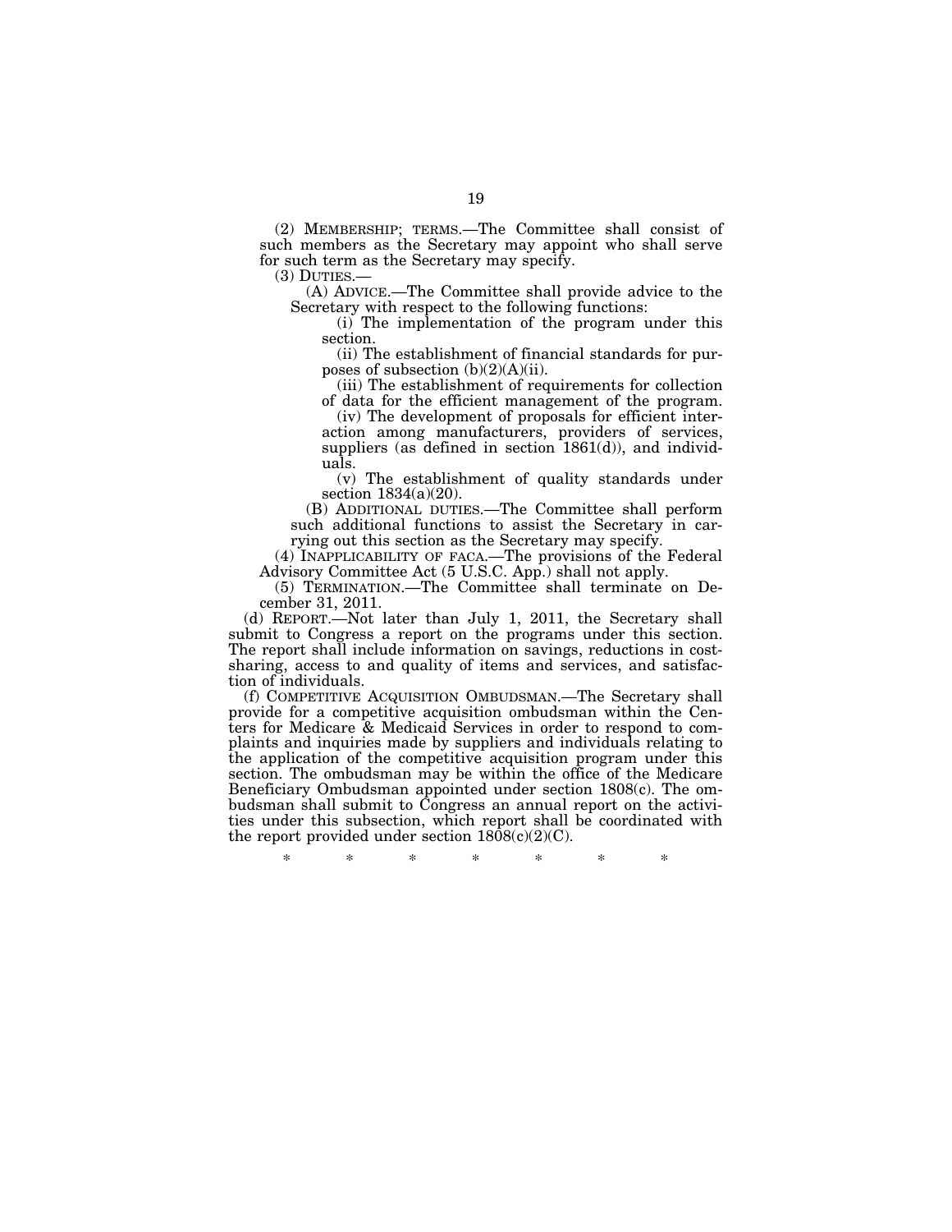(2) MEMBERSHIP; TERMS.—The Committee shall consist of such members as the Secretary may appoint who shall serve for such term as the Secretary may specify.

(3) DUTIES.—

(A) ADVICE.—The Committee shall provide advice to the Secretary with respect to the following functions:

(i) The implementation of the program under this section.

(ii) The establishment of financial standards for purposes of subsection (b)(2)(A)(ii).

(iii) The establishment of requirements for collection of data for the efficient management of the program.

(iv) The development of proposals for efficient interaction among manufacturers, providers of services, suppliers (as defined in section 1861(d)), and individuals.

(v) The establishment of quality standards under section 1834(a)(20).

(B) ADDITIONAL DUTIES.—The Committee shall perform such additional functions to assist the Secretary in carrying out this section as the Secretary may specify.

(4) INAPPLICABILITY OF FACA.—The provisions of the Federal Advisory Committee Act (5 U.S.C. App.) shall not apply.

(5) TERMINATION.—The Committee shall terminate on December 31, 2011.

(d) REPORT.—Not later than July 1, 2011, the Secretary shall submit to Congress a report on the programs under this section. The report shall include information on savings, reductions in cost-sharing, access to and quality of items and services, and satisfaction of individuals.

(f) COMPETITIVE ACQUISITION OMBUDSMAN.—The Secretary shall provide for a competitive acquisition ombudsman within the Centers for Medicare & Medicaid Services in order to respond to complaints and inquiries made by suppliers and individuals relating to the application of the competitive acquisition program under this section. The ombudsman may be within the office of the Medicare Beneficiary Ombudsman appointed under section 1808(c). The ombudsman shall submit to Congress an annual report on the activities under this subsection, which report shall be coordinated with the report provided under section 1808(c)(2)(C).

\* \* \* \* \* \* \*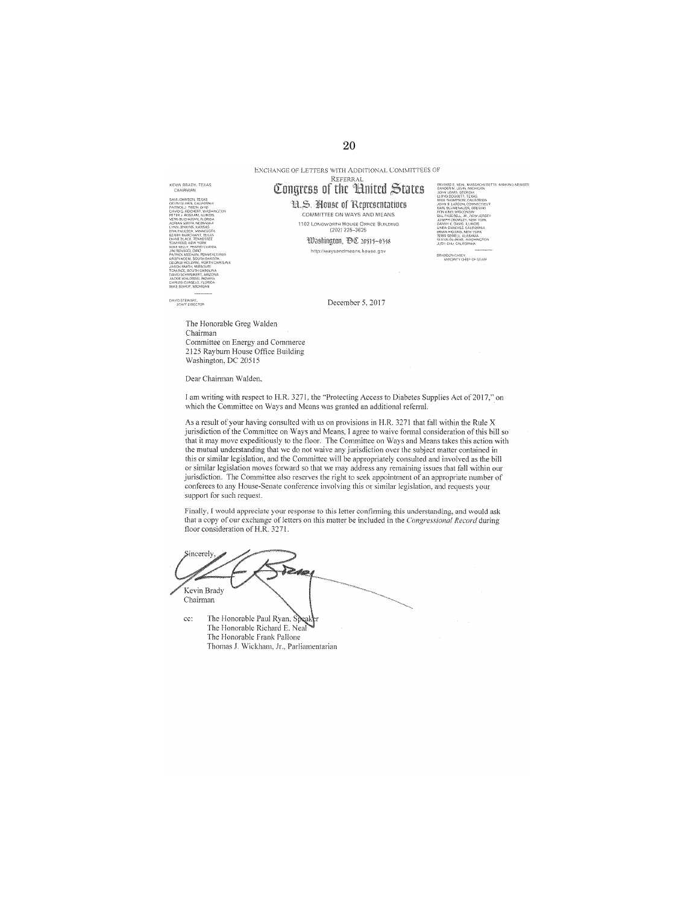EXCHANGE OF LETTERS WITH ADDITIONAL COMMITTEES OF REFERRAL

KEVIN BRADY, TEXAS,
CHAIRMAN

SAM JOHNSON, TEXAS
DEVIN NUNES, CALIFORNIA
PATRICK J. TIBERI, OHIO
DAVID G. REICHERT, WASHINGTON
PETER J. ROSKAM, ILLINOIS
VERN BUCHANAN, FLORIDA
ADRIAN SMITH, NEBRASKA
LYNN JENKINS, KANSAS
ERIK PAULSEN, MINNESOTA
KENNY MARCHANT, TEXAS
DIANE BLACK, TENNESSEE
TOM REED, NEW YORK
MIKE KELLY, PENNSYLVANIA
JIM RENACCI, OHIO
PATRICK MEEHAN, PENNSYLVANIA
KRISTI NOEM, SOUTH DAKOTA
GEORGE HOLDING, NORTH CAROLINA
JASON SMITH, MISSOURI
TOM RICE, SOUTH CAROLINA
DAVID SCHWEIKERT, ARIZONA
JACKIE WALORSKI, INDIANA
CARLOS CURBELO, FLORIDA
MIKE BISHOP, MICHIGAN

DAVID STEWART,
STAFF DIRECTOR

# Congress of the United States

## U.S. House of Representatives

COMMITTEE ON WAYS AND MEANS

1102 LONGWORTH HOUSE OFFICE BUILDING

(202) 225–3625

Washington, DC 20515–0348

http://waysandmeans.house.gov

RICHARD E. NEAL, MASSACHUSETTS, RANKING MEMBER
SANDER M. LEVIN, MICHIGAN
JOHN LEWIS, GEORGIA
LLOYD DOGGETT, TEXAS
MIKE THOMPSON, CALIFORNIA
JOHN B. LARSON, CONNECTICUT
EARL BLUMENAUER, OREGON
RON KIND, WISCONSIN
BILL PASCRELL, JR., NEW JERSEY
JOSEPH CROWLEY, NEW YORK
DANNY K. DAVIS, ILLINOIS
LINDA SÁNCHEZ, CALIFORNIA
BRIAN HIGGINS, NEW YORK
TERRI SEWELL, ALABAMA
SUZAN DELBENE, WASHINGTON
JUDY CHU, CALIFORNIA

BRANDON CASEY,
MINORITY CHIEF OF STAFF

December 5, 2017

The Honorable Greg Walden
Chairman
Committee on Energy and Commerce
2125 Rayburn House Office Building
Washington, DC 20515

Dear Chairman Walden,

I am writing with respect to H.R. 3271, the "Protecting Access to Diabetes Supplies Act of 2017," on which the Committee on Ways and Means was granted an additional referral.

As a result of your having consulted with us on provisions in H.R. 3271 that fall within the Rule X jurisdiction of the Committee on Ways and Means, I agree to waive formal consideration of this bill so that it may move expeditiously to the floor. The Committee on Ways and Means takes this action with the mutual understanding that we do not waive any jurisdiction over the subject matter contained in this or similar legislation, and the Committee will be appropriately consulted and involved as the bill or similar legislation moves forward so that we may address any remaining issues that fall within our jurisdiction. The Committee also reserves the right to seek appointment of an appropriate number of conferees to any House-Senate conference involving this or similar legislation, and requests your support for such request.

Finally, I would appreciate your response to this letter confirming this understanding, and would ask that a copy of our exchange of letters on this matter be included in the *Congressional Record* during floor consideration of H.R. 3271.

Sincerely,

Kevin Brady
Chairman

cc: The Honorable Paul Ryan, Speaker
The Honorable Richard E. Neal
The Honorable Frank Pallone
Thomas J. Wickham, Jr., Parliamentarian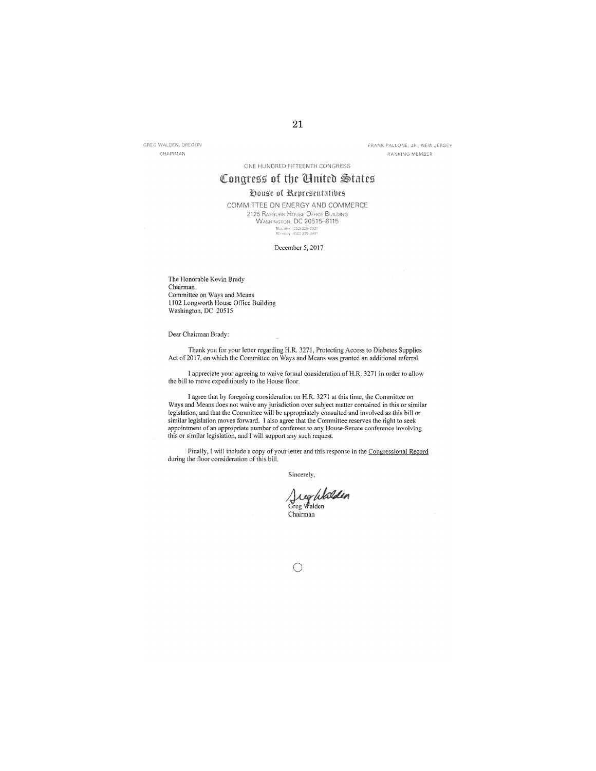GREG WALDEN, OREGON
CHAIRMAN

FRANK PALLONE, JR., NEW JERSEY
RANKING MEMBER

ONE HUNDRED FIFTEENTH CONGRESS

# Congress of the United States

## House of Representatives

COMMITTEE ON ENERGY AND COMMERCE
2125 RAYBURN HOUSE OFFICE BUILDING
WASHINGTON, DC 20515–6115
Majority (202) 225-2927
Minority (202) 225-3641

December 5, 2017

The Honorable Kevin Brady
Chairman
Committee on Ways and Means
1102 Longworth House Office Building
Washington, DC 20515

Dear Chairman Brady:

Thank you for your letter regarding H.R. 3271, Protecting Access to Diabetes Supplies Act of 2017, on which the Committee on Ways and Means was granted an additional referral.

I appreciate your agreeing to waive formal consideration of H.R. 3271 in order to allow the bill to move expeditiously to the House floor.

I agree that by foregoing consideration on H.R. 3271 at this time, the Committee on Ways and Means does not waive any jurisdiction over subject matter contained in this or similar legislation, and that the Committee will be appropriately consulted and involved as this bill or similar legislation moves forward. I also agree that the Committee reserves the right to seek appointment of an appropriate number of conferees to any House-Senate conference involving this or similar legislation, and I will support any such request.

Finally, I will include a copy of your letter and this response in the Congressional Record during the floor consideration of this bill.

Sincerely,

Greg Walden
Chairman